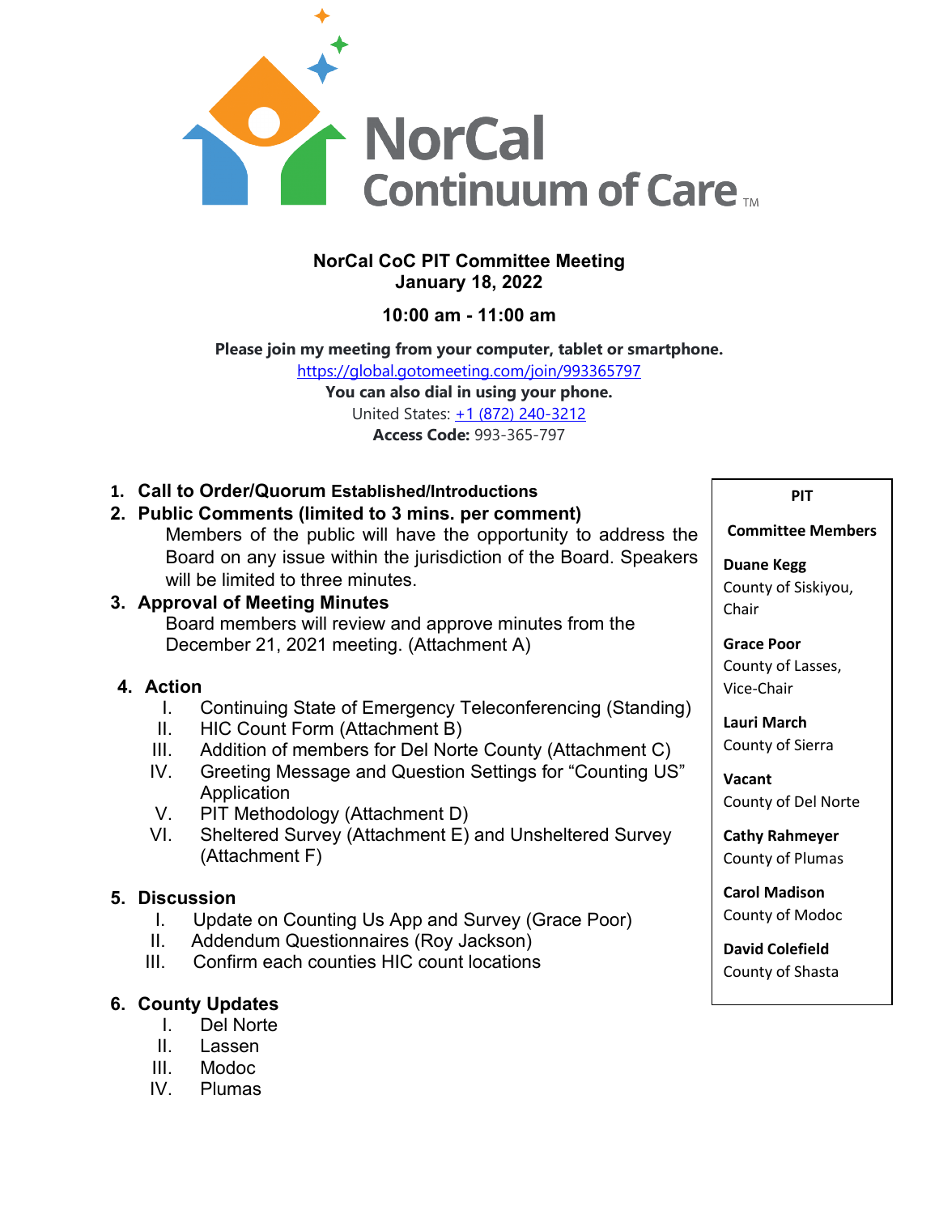NorCal Continuum of Care™

# NorCal CoC PIT Committee Meeting
## January 18, 2022

**10:00 am - 11:00 am**

**Please join my meeting from your computer, tablet or smartphone.**
https://global.gotomeeting.com/join/993365797
**You can also dial in using your phone.**
United States: +1 (872) 240-3212
**Access Code:** 993-365-797

1. **Call to Order/Quorum Established/Introductions**
2. **Public Comments (limited to 3 mins. per comment)**
   Members of the public will have the opportunity to address the Board on any issue within the jurisdiction of the Board. Speakers will be limited to three minutes.
3. **Approval of Meeting Minutes**
   Board members will review and approve minutes from the December 21, 2021 meeting. (Attachment A)
4. **Action**
   I. Continuing State of Emergency Teleconferencing (Standing)
   II. HIC Count Form (Attachment B)
   III. Addition of members for Del Norte County (Attachment C)
   IV. Greeting Message and Question Settings for "Counting US" Application
   V. PIT Methodology (Attachment D)
   VI. Sheltered Survey (Attachment E) and Unsheltered Survey (Attachment F)
5. **Discussion**
   I. Update on Counting Us App and Survey (Grace Poor)
   II. Addendum Questionnaires (Roy Jackson)
   III. Confirm each counties HIC count locations
6. **County Updates**
   I. Del Norte
   II. Lassen
   III. Modoc
   IV. Plumas

**PIT**

**Committee Members**

**Duane Kegg**
County of Siskiyou, Chair

**Grace Poor**
County of Lasses, Vice-Chair

**Lauri March**
County of Sierra

**Vacant**
County of Del Norte

**Cathy Rahmeyer**
County of Plumas

**Carol Madison**
County of Modoc

**David Colefield**
County of Shasta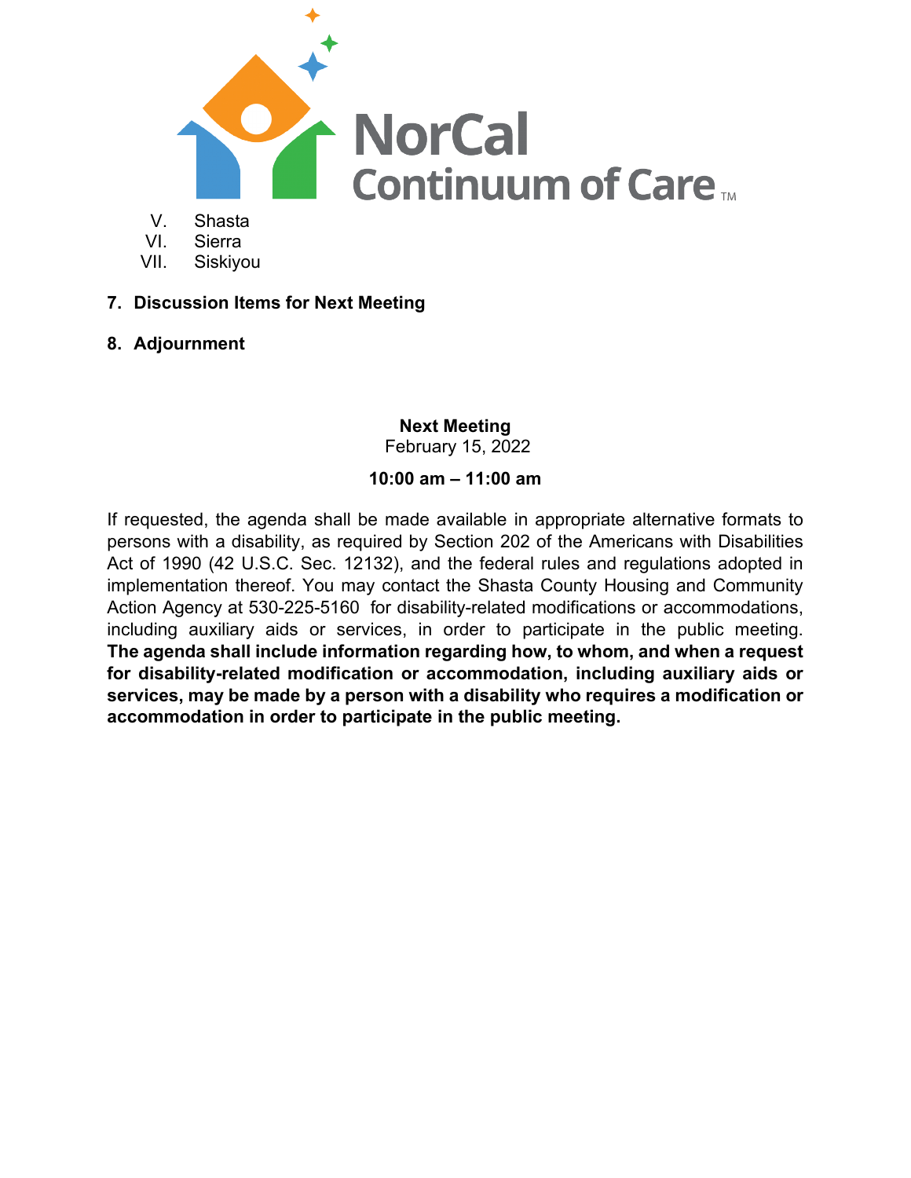V. Shasta
VI. Sierra
VII. Siskiyou

7. **Discussion Items for Next Meeting**

8. **Adjournment**

**Next Meeting**
February 15, 2022

**10:00 am – 11:00 am**

If requested, the agenda shall be made available in appropriate alternative formats to persons with a disability, as required by Section 202 of the Americans with Disabilities Act of 1990 (42 U.S.C. Sec. 12132), and the federal rules and regulations adopted in implementation thereof. You may contact the Shasta County Housing and Community Action Agency at 530-225-5160 for disability-related modifications or accommodations, including auxiliary aids or services, in order to participate in the public meeting. **The agenda shall include information regarding how, to whom, and when a request for disability-related modification or accommodation, including auxiliary aids or services, may be made by a person with a disability who requires a modification or accommodation in order to participate in the public meeting.**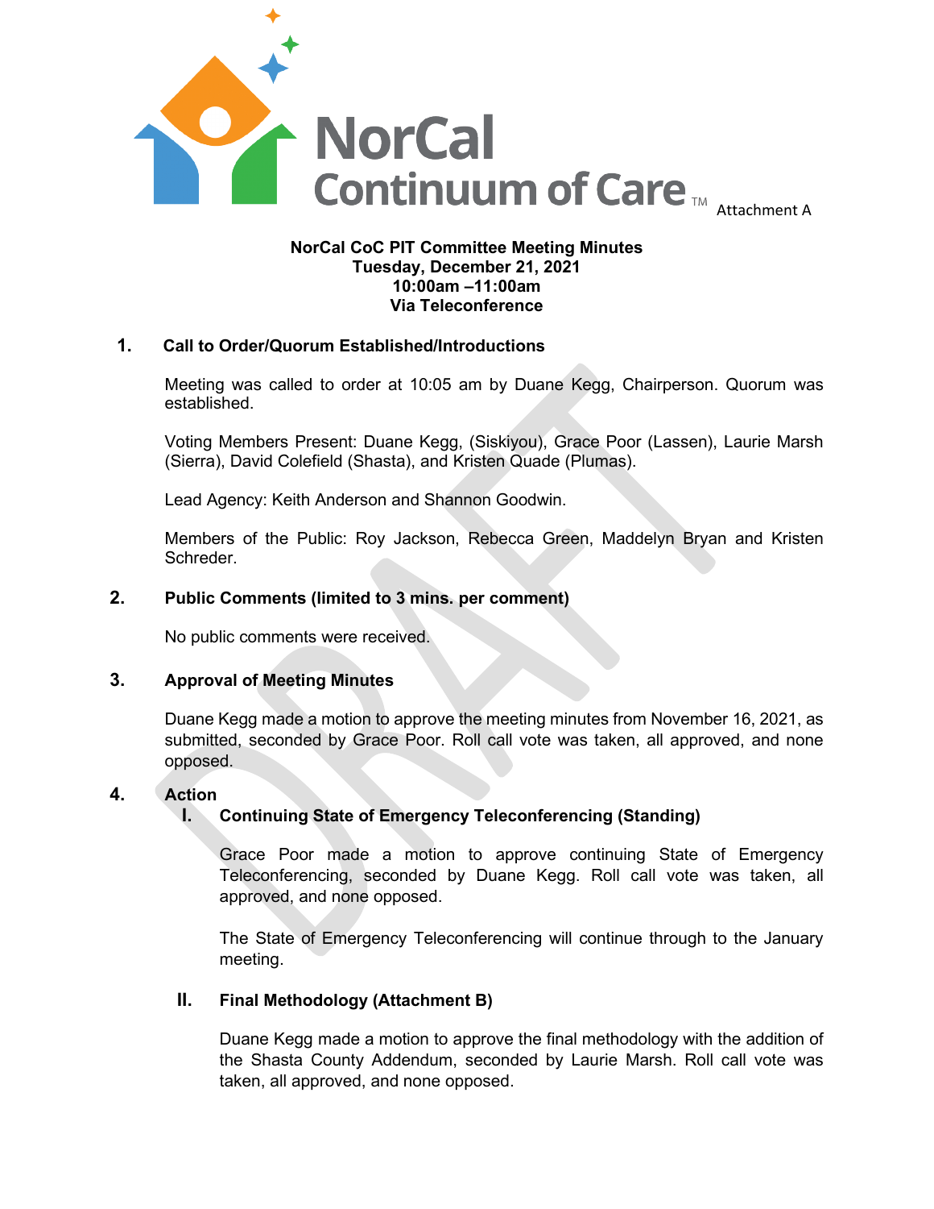Attachment A

**NorCal CoC PIT Committee Meeting Minutes**
**Tuesday, December 21, 2021**
**10:00am –11:00am**
**Via Teleconference**

## 1. Call to Order/Quorum Established/Introductions

Meeting was called to order at 10:05 am by Duane Kegg, Chairperson. Quorum was established.

Voting Members Present: Duane Kegg, (Siskiyou), Grace Poor (Lassen), Laurie Marsh (Sierra), David Colefield (Shasta), and Kristen Quade (Plumas).

Lead Agency: Keith Anderson and Shannon Goodwin.

Members of the Public: Roy Jackson, Rebecca Green, Maddelyn Bryan and Kristen Schreder.

## 2. Public Comments (limited to 3 mins. per comment)

No public comments were received.

## 3. Approval of Meeting Minutes

Duane Kegg made a motion to approve the meeting minutes from November 16, 2021, as submitted, seconded by Grace Poor. Roll call vote was taken, all approved, and none opposed.

## 4. Action

### I. Continuing State of Emergency Teleconferencing (Standing)

Grace Poor made a motion to approve continuing State of Emergency Teleconferencing, seconded by Duane Kegg. Roll call vote was taken, all approved, and none opposed.

The State of Emergency Teleconferencing will continue through to the January meeting.

### II. Final Methodology (Attachment B)

Duane Kegg made a motion to approve the final methodology with the addition of the Shasta County Addendum, seconded by Laurie Marsh. Roll call vote was taken, all approved, and none opposed.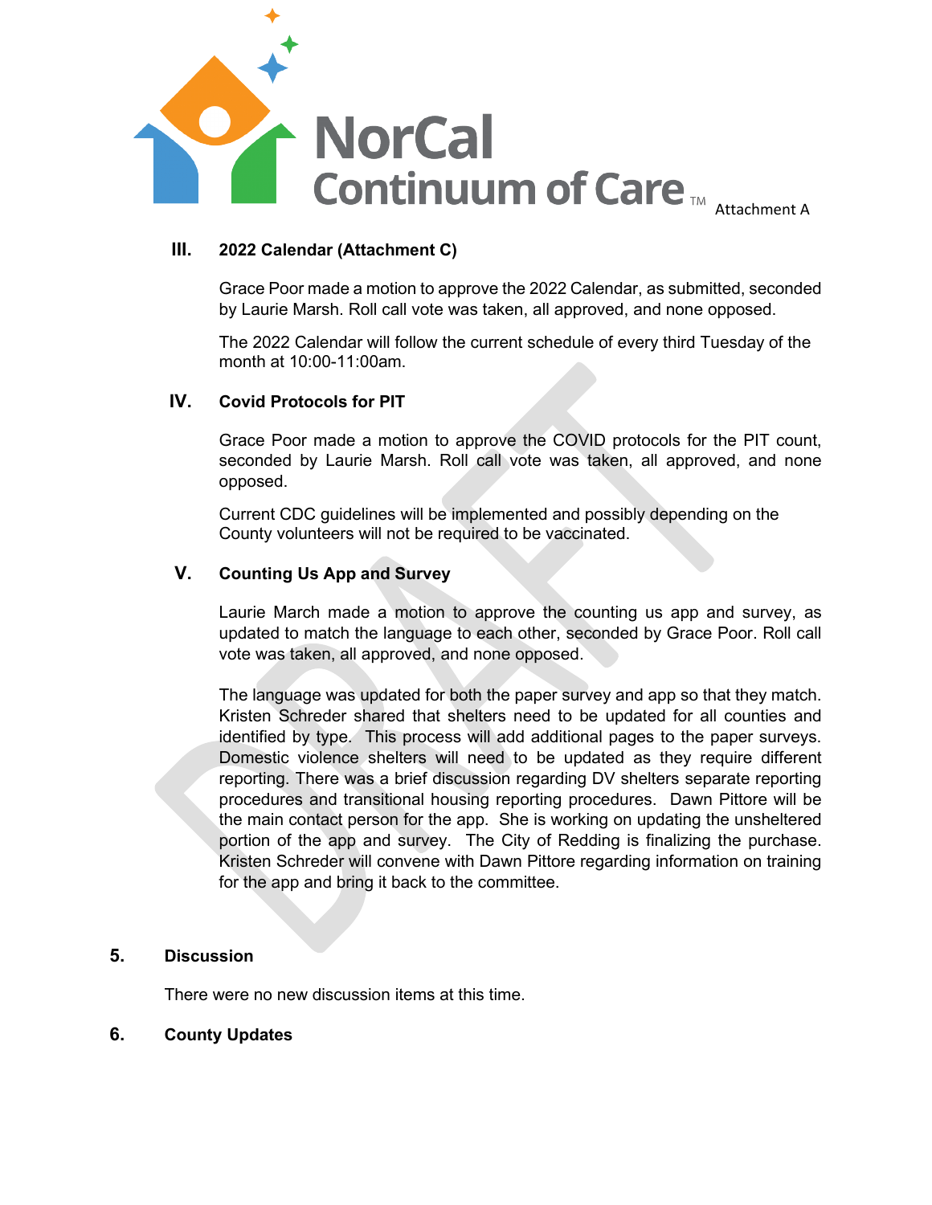Attachment A

### III. 2022 Calendar (Attachment C)

Grace Poor made a motion to approve the 2022 Calendar, as submitted, seconded by Laurie Marsh. Roll call vote was taken, all approved, and none opposed.

The 2022 Calendar will follow the current schedule of every third Tuesday of the month at 10:00-11:00am.

### IV. Covid Protocols for PIT

Grace Poor made a motion to approve the COVID protocols for the PIT count, seconded by Laurie Marsh. Roll call vote was taken, all approved, and none opposed.

Current CDC guidelines will be implemented and possibly depending on the County volunteers will not be required to be vaccinated.

### V. Counting Us App and Survey

Laurie March made a motion to approve the counting us app and survey, as updated to match the language to each other, seconded by Grace Poor. Roll call vote was taken, all approved, and none opposed.

The language was updated for both the paper survey and app so that they match. Kristen Schreder shared that shelters need to be updated for all counties and identified by type. This process will add additional pages to the paper surveys. Domestic violence shelters will need to be updated as they require different reporting. There was a brief discussion regarding DV shelters separate reporting procedures and transitional housing reporting procedures. Dawn Pittore will be the main contact person for the app. She is working on updating the unsheltered portion of the app and survey. The City of Redding is finalizing the purchase. Kristen Schreder will convene with Dawn Pittore regarding information on training for the app and bring it back to the committee.

## 5. Discussion

There were no new discussion items at this time.

## 6. County Updates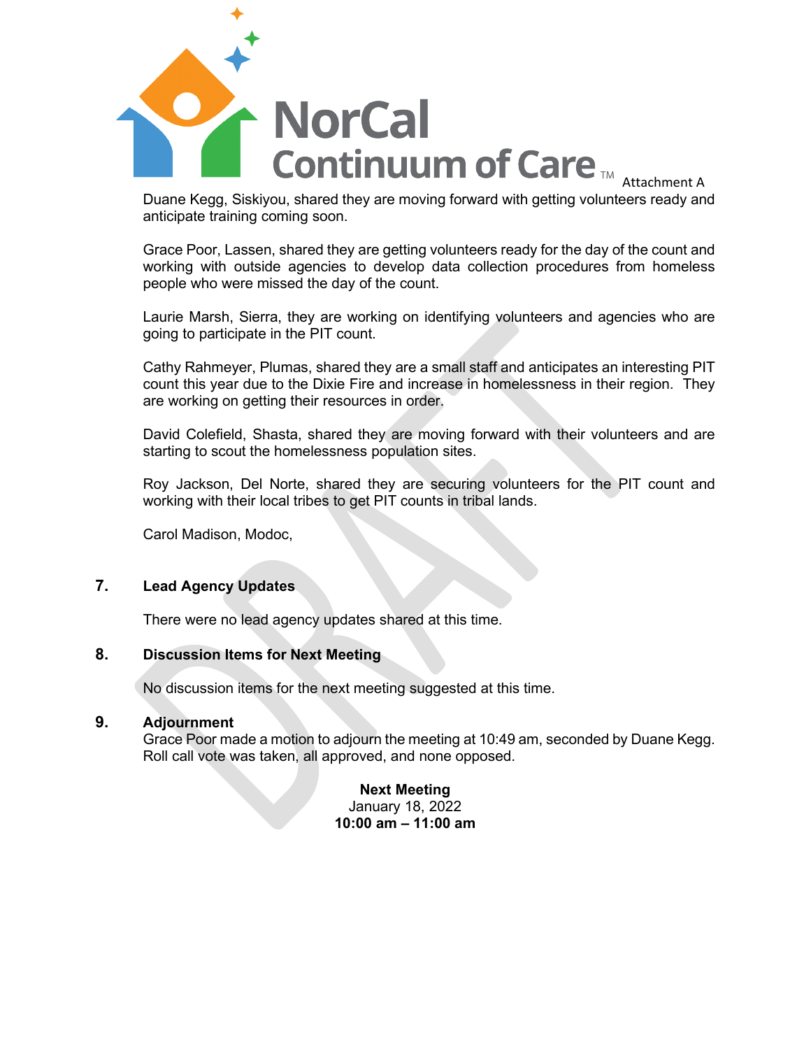Attachment A

Duane Kegg, Siskiyou, shared they are moving forward with getting volunteers ready and anticipate training coming soon.

Grace Poor, Lassen, shared they are getting volunteers ready for the day of the count and working with outside agencies to develop data collection procedures from homeless people who were missed the day of the count.

Laurie Marsh, Sierra, they are working on identifying volunteers and agencies who are going to participate in the PIT count.

Cathy Rahmeyer, Plumas, shared they are a small staff and anticipates an interesting PIT count this year due to the Dixie Fire and increase in homelessness in their region. They are working on getting their resources in order.

David Colefield, Shasta, shared they are moving forward with their volunteers and are starting to scout the homelessness population sites.

Roy Jackson, Del Norte, shared they are securing volunteers for the PIT count and working with their local tribes to get PIT counts in tribal lands.

Carol Madison, Modoc,

## 7. Lead Agency Updates

There were no lead agency updates shared at this time.

## 8. Discussion Items for Next Meeting

No discussion items for the next meeting suggested at this time.

## 9. Adjournment

Grace Poor made a motion to adjourn the meeting at 10:49 am, seconded by Duane Kegg. Roll call vote was taken, all approved, and none opposed.

**Next Meeting**
January 18, 2022
**10:00 am – 11:00 am**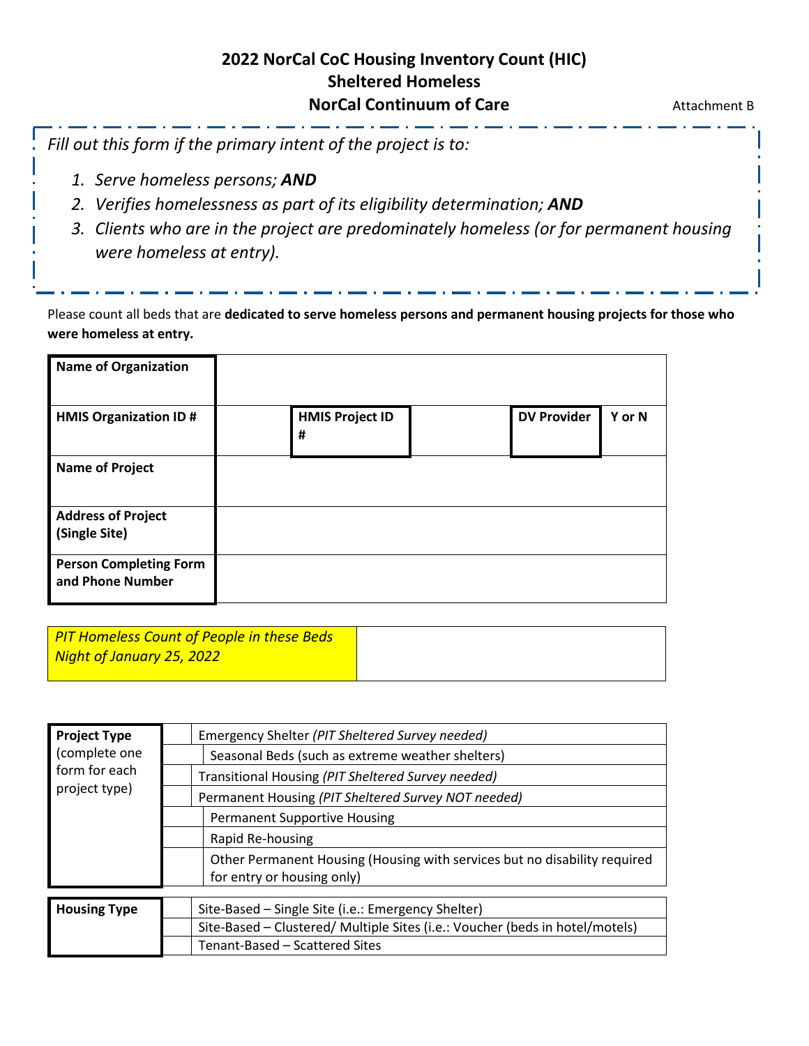# 2022 NorCal CoC Housing Inventory Count (HIC)
## Sheltered Homeless
## NorCal Continuum of Care

Attachment B

*Fill out this form if the primary intent of the project is to:*

1. *Serve homeless persons;* ***AND***
2. *Verifies homelessness as part of its eligibility determination;* ***AND***
3. *Clients who are in the project are predominately homeless (or for permanent housing were homeless at entry).*

Please count all beds that are **dedicated to serve homeless persons and permanent housing projects for those who were homeless at entry.**

| **Name of Organization** | | | | | |
|---|---|---|---|---|---|
| **HMIS Organization ID #** | | **HMIS Project ID #** | | **DV Provider** | **Y or N** |
| **Name of Project** | | | | | |
| **Address of Project (Single Site)** | | | | | |
| **Person Completing Form and Phone Number** | | | | | |

| *PIT Homeless Count of People in these Beds Night of January 25, 2022* | |
|---|---|

| **Project Type** (complete one form for each project type) | | |
|---|---|---|
| | | Emergency Shelter *(PIT Sheltered Survey needed)* |
| | | Seasonal Beds (such as extreme weather shelters) |
| | | Transitional Housing *(PIT Sheltered Survey needed)* |
| | | Permanent Housing *(PIT Sheltered Survey NOT needed)* |
| | | Permanent Supportive Housing |
| | | Rapid Re-housing |
| | | Other Permanent Housing (Housing with services but no disability required for entry or housing only) |

| **Housing Type** | | |
|---|---|---|
| | | Site-Based – Single Site (i.e.: Emergency Shelter) |
| | | Site-Based – Clustered/ Multiple Sites (i.e.: Voucher (beds in hotel/motels) |
| | | Tenant-Based – Scattered Sites |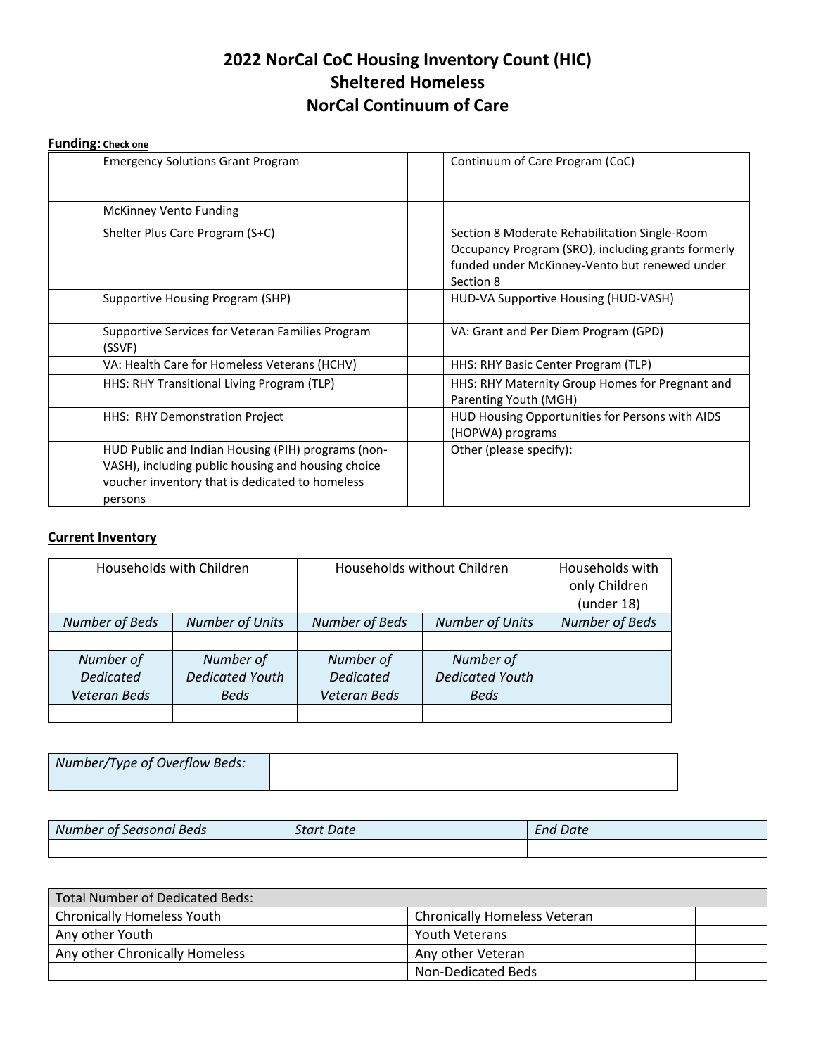# 2022 NorCal CoC Housing Inventory Count (HIC)
# Sheltered Homeless
# NorCal Continuum of Care

**Funding:** **Check one**

| | | | |
|---|---|---|---|
| | Emergency Solutions Grant Program | | Continuum of Care Program (CoC) |
| | McKinney Vento Funding | | |
| | Shelter Plus Care Program (S+C) | | Section 8 Moderate Rehabilitation Single-Room Occupancy Program (SRO), including grants formerly funded under McKinney-Vento but renewed under Section 8 |
| | Supportive Housing Program (SHP) | | HUD-VA Supportive Housing (HUD-VASH) |
| | Supportive Services for Veteran Families Program (SSVF) | | VA: Grant and Per Diem Program (GPD) |
| | VA: Health Care for Homeless Veterans (HCHV) | | HHS: RHY Basic Center Program (TLP) |
| | HHS: RHY Transitional Living Program (TLP) | | HHS: RHY Maternity Group Homes for Pregnant and Parenting Youth (MGH) |
| | HHS: RHY Demonstration Project | | HUD Housing Opportunities for Persons with AIDS (HOPWA) programs |
| | HUD Public and Indian Housing (PIH) programs (non-VASH), including public housing and housing choice voucher inventory that is dedicated to homeless persons | | Other (please specify): |

**Current Inventory**

| Households with Children | | Households without Children | | Households with only Children (under 18) |
|---|---|---|---|---|
| *Number of Beds* | *Number of Units* | *Number of Beds* | *Number of Units* | *Number of Beds* |
| | | | | |
| *Number of Dedicated Veteran Beds* | *Number of Dedicated Youth Beds* | *Number of Dedicated Veteran Beds* | *Number of Dedicated Youth Beds* | |
| | | | | |

| *Number/Type of Overflow Beds:* | |
|---|---|

| *Number of Seasonal Beds* | *Start Date* | *End Date* |
|---|---|---|
| | | |

| Total Number of Dedicated Beds: | | | |
|---|---|---|---|
| Chronically Homeless Youth | | Chronically Homeless Veteran | |
| Any other Youth | | Youth Veterans | |
| Any other Chronically Homeless | | Any other Veteran | |
| | | Non-Dedicated Beds | |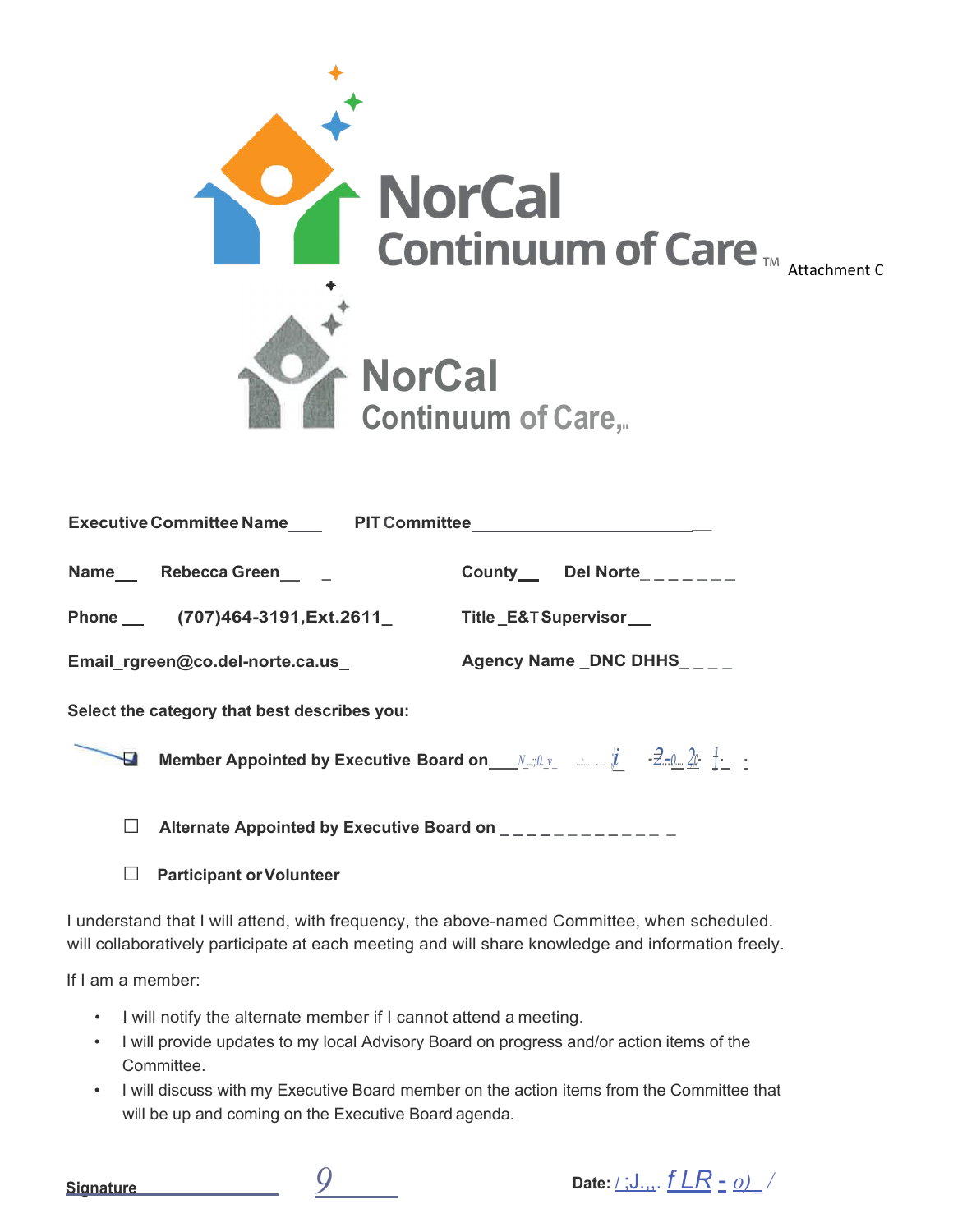# NorCal Continuum of Care™

Attachment C

# NorCal Continuum of Care

**Executive Committee Name___ PIT Committee__________________________**

**Name__ Rebecca Green__ _** **County__ Del Norte_ _ _ _ _ _ _**

**Phone __ (707)464-3191,Ext.2611_** **Title _E&T Supervisor__**

**Email_rgreen@co.del-norte.ca.us_** **Agency Name _DNC DHHS_ _ _ _**

**Select the category that best describes you:**

☑ **Member Appointed by Executive Board on___**

☐ **Alternate Appointed by Executive Board on _ _ _ _ _ _ _ _ _ _ _ _ _**

☐ **Participant or Volunteer**

I understand that I will attend, with frequency, the above-named Committee, when scheduled. will collaboratively participate at each meeting and will share knowledge and information freely.

If I am a member:

- I will notify the alternate member if I cannot attend a meeting.
- I will provide updates to my local Advisory Board on progress and/or action items of the Committee.
- I will discuss with my Executive Board member on the action items from the Committee that will be up and coming on the Executive Board agenda.

**Signature** ____________________ **Date:** ____________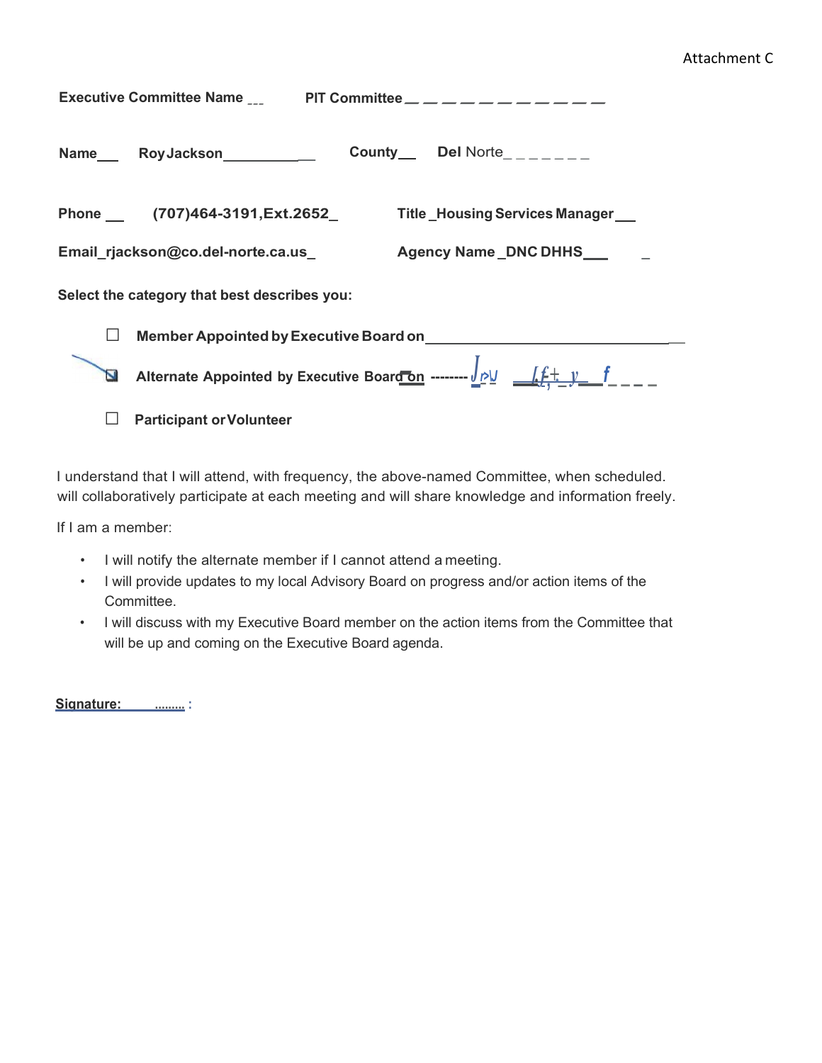Attachment C

**Executive Committee Name** ___ **PIT Committee** ___________

**Name** ___ **Roy Jackson** ___________ **County** ___ **Del** Norte_______

**Phone** ___ **(707)464-3191,Ext.2652**_ **Title** _**Housing Services Manager**___

**Email**_**rjackson@co.del-norte.ca.us**_ **Agency Name** _**DNC DHHS**___

**Select the category that best describes you:**

- ☐ **Member Appointed by Executive Board on** ______________________
- ☑ **Alternate Appointed by Executive Board on** -------- Jply 1f+ y f ____
- ☐ **Participant or Volunteer**

I understand that I will attend, with frequency, the above-named Committee, when scheduled. will collaboratively participate at each meeting and will share knowledge and information freely.

If I am a member:

- I will notify the alternate member if I cannot attend a meeting.
- I will provide updates to my local Advisory Board on progress and/or action items of the Committee.
- I will discuss with my Executive Board member on the action items from the Committee that will be up and coming on the Executive Board agenda.

**Signature:** ......... :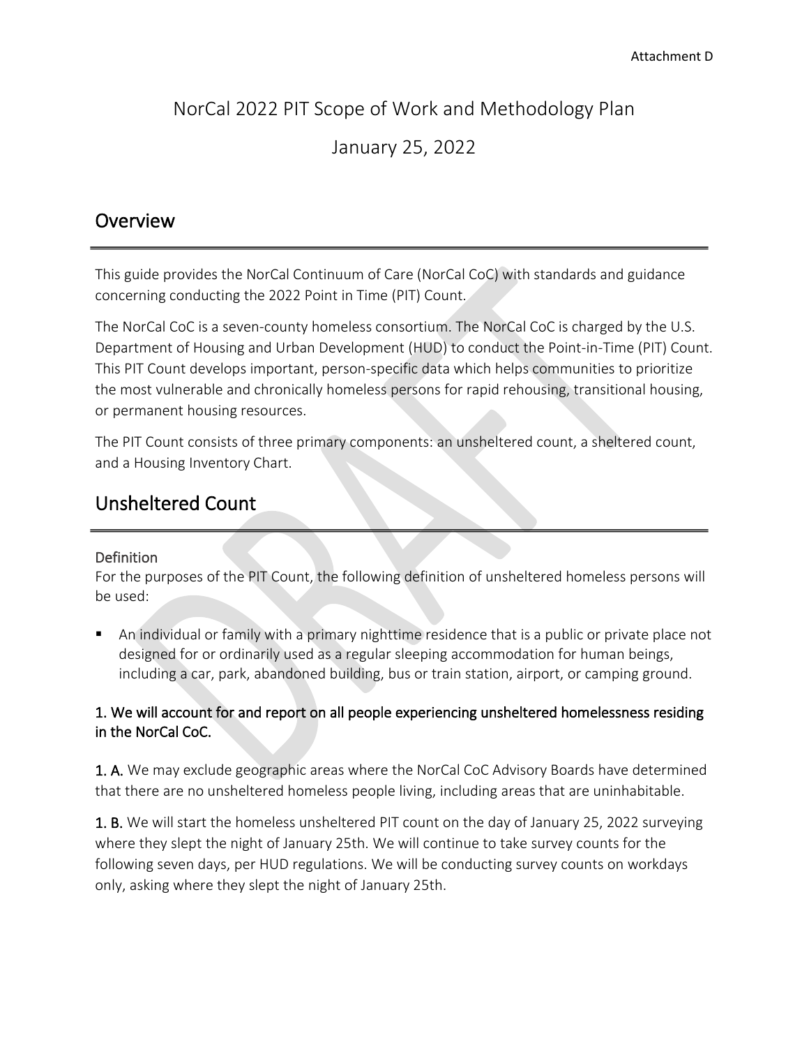Attachment D

# NorCal 2022 PIT Scope of Work and Methodology Plan

## January 25, 2022

## Overview

This guide provides the NorCal Continuum of Care (NorCal CoC) with standards and guidance concerning conducting the 2022 Point in Time (PIT) Count.

The NorCal CoC is a seven-county homeless consortium. The NorCal CoC is charged by the U.S. Department of Housing and Urban Development (HUD) to conduct the Point-in-Time (PIT) Count. This PIT Count develops important, person-specific data which helps communities to prioritize the most vulnerable and chronically homeless persons for rapid rehousing, transitional housing, or permanent housing resources.

The PIT Count consists of three primary components: an unsheltered count, a sheltered count, and a Housing Inventory Chart.

## Unsheltered Count

### Definition

For the purposes of the PIT Count, the following definition of unsheltered homeless persons will be used:

- An individual or family with a primary nighttime residence that is a public or private place not designed for or ordinarily used as a regular sleeping accommodation for human beings, including a car, park, abandoned building, bus or train station, airport, or camping ground.

### 1. We will account for and report on all people experiencing unsheltered homelessness residing in the NorCal CoC.

**1. A.** We may exclude geographic areas where the NorCal CoC Advisory Boards have determined that there are no unsheltered homeless people living, including areas that are uninhabitable.

**1. B.** We will start the homeless unsheltered PIT count on the day of January 25, 2022 surveying where they slept the night of January 25th. We will continue to take survey counts for the following seven days, per HUD regulations. We will be conducting survey counts on workdays only, asking where they slept the night of January 25th.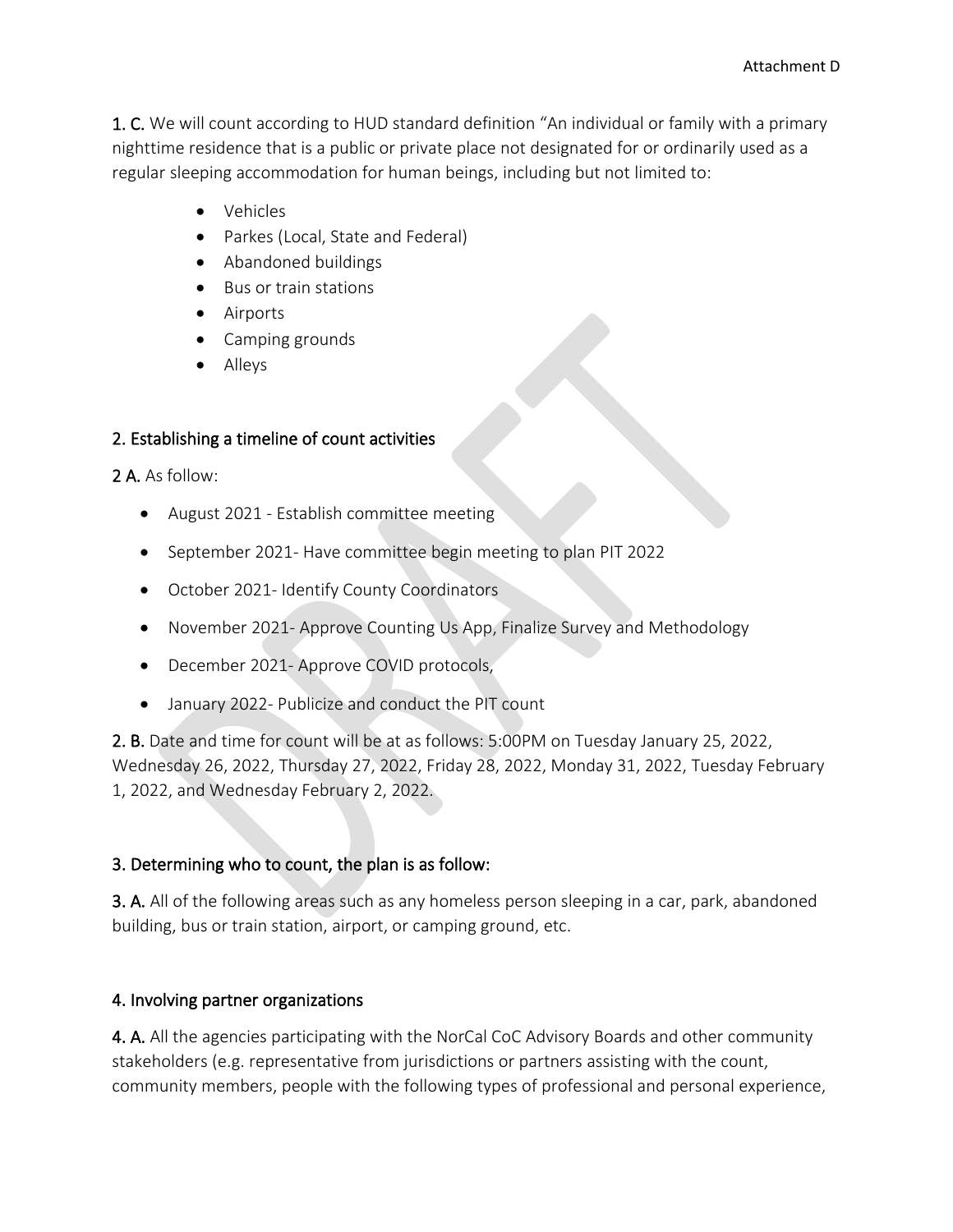Attachment D

**1. C.** We will count according to HUD standard definition "An individual or family with a primary nighttime residence that is a public or private place not designated for or ordinarily used as a regular sleeping accommodation for human beings, including but not limited to:

- Vehicles
- Parkes (Local, State and Federal)
- Abandoned buildings
- Bus or train stations
- Airports
- Camping grounds
- Alleys

## 2. Establishing a timeline of count activities

**2 A.** As follow:

- August 2021 - Establish committee meeting
- September 2021- Have committee begin meeting to plan PIT 2022
- October 2021- Identify County Coordinators
- November 2021- Approve Counting Us App, Finalize Survey and Methodology
- December 2021- Approve COVID protocols,
- January 2022- Publicize and conduct the PIT count

**2. B.** Date and time for count will be at as follows: 5:00PM on Tuesday January 25, 2022, Wednesday 26, 2022, Thursday 27, 2022, Friday 28, 2022, Monday 31, 2022, Tuesday February 1, 2022, and Wednesday February 2, 2022.

## 3. Determining who to count, the plan is as follow:

**3. A.** All of the following areas such as any homeless person sleeping in a car, park, abandoned building, bus or train station, airport, or camping ground, etc.

## 4. Involving partner organizations

**4. A.** All the agencies participating with the NorCal CoC Advisory Boards and other community stakeholders (e.g. representative from jurisdictions or partners assisting with the count, community members, people with the following types of professional and personal experience,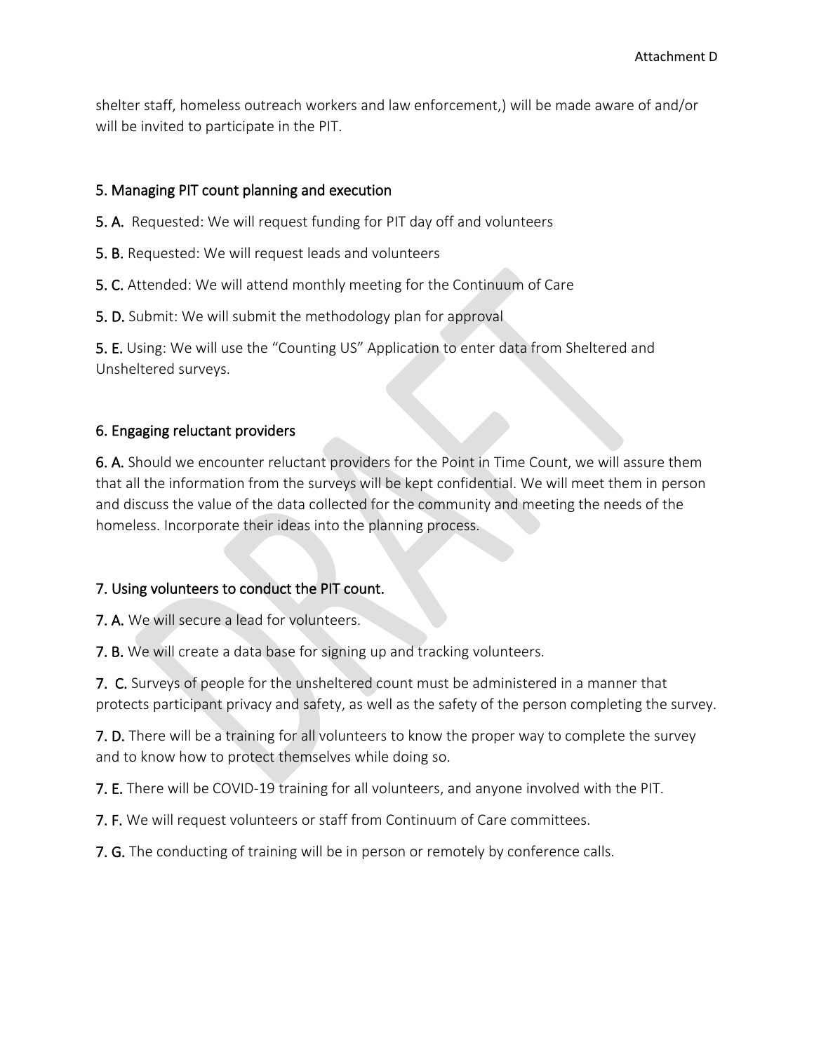shelter staff, homeless outreach workers and law enforcement,) will be made aware of and/or will be invited to participate in the PIT.

## 5. Managing PIT count planning and execution

**5. A.** Requested: We will request funding for PIT day off and volunteers

**5. B.** Requested: We will request leads and volunteers

**5. C.** Attended: We will attend monthly meeting for the Continuum of Care

**5. D.** Submit: We will submit the methodology plan for approval

**5. E.** Using: We will use the "Counting US" Application to enter data from Sheltered and Unsheltered surveys.

## 6. Engaging reluctant providers

**6. A.** Should we encounter reluctant providers for the Point in Time Count, we will assure them that all the information from the surveys will be kept confidential. We will meet them in person and discuss the value of the data collected for the community and meeting the needs of the homeless. Incorporate their ideas into the planning process.

## 7. Using volunteers to conduct the PIT count.

**7. A.** We will secure a lead for volunteers.

**7. B.** We will create a data base for signing up and tracking volunteers.

**7. C.** Surveys of people for the unsheltered count must be administered in a manner that protects participant privacy and safety, as well as the safety of the person completing the survey.

**7. D.** There will be a training for all volunteers to know the proper way to complete the survey and to know how to protect themselves while doing so.

**7. E.** There will be COVID-19 training for all volunteers, and anyone involved with the PIT.

**7. F.** We will request volunteers or staff from Continuum of Care committees.

**7. G.** The conducting of training will be in person or remotely by conference calls.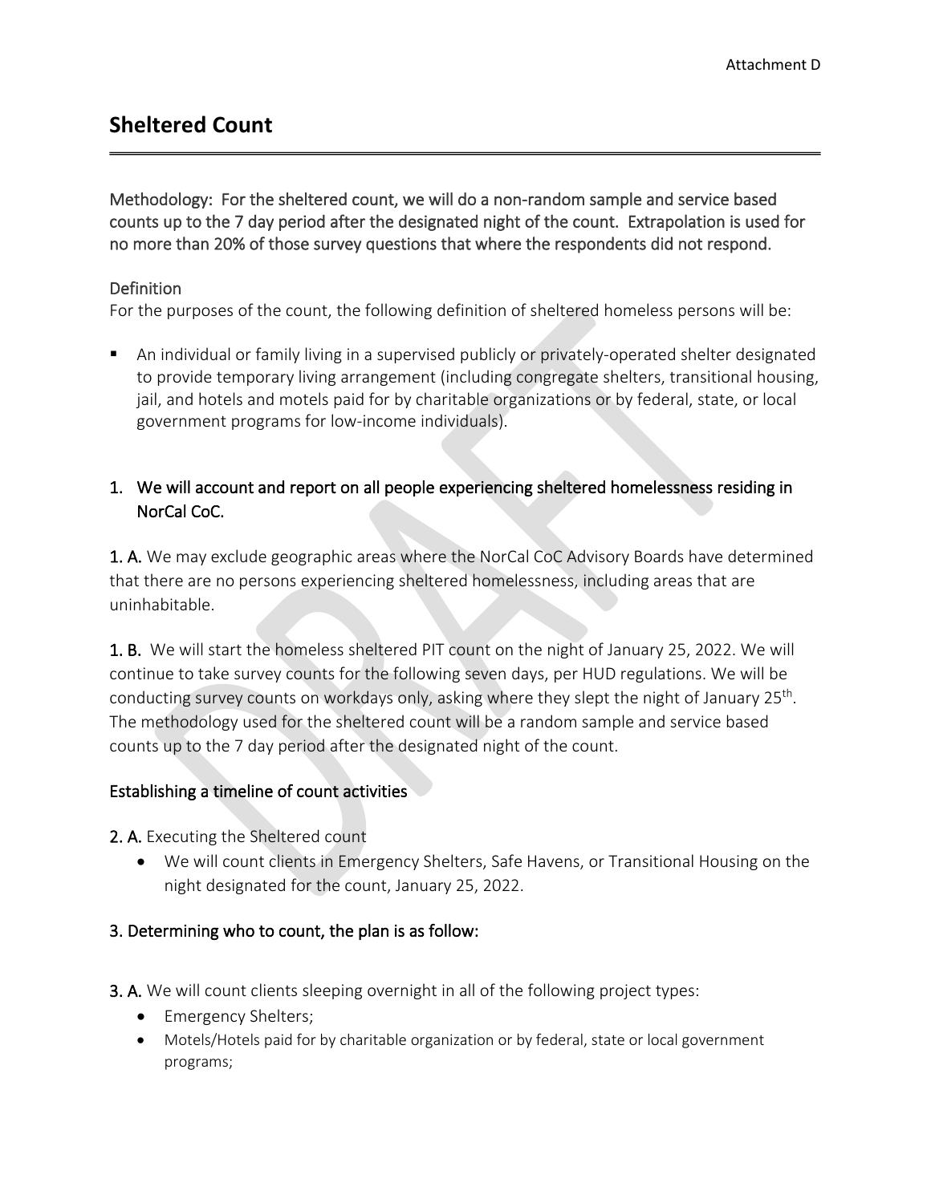Attachment D

## Sheltered Count

Methodology: For the sheltered count, we will do a non-random sample and service based counts up to the 7 day period after the designated night of the count. Extrapolation is used for no more than 20% of those survey questions that where the respondents did not respond.

Definition

For the purposes of the count, the following definition of sheltered homeless persons will be:

- An individual or family living in a supervised publicly or privately-operated shelter designated to provide temporary living arrangement (including congregate shelters, transitional housing, jail, and hotels and motels paid for by charitable organizations or by federal, state, or local government programs for low-income individuals).

1. We will account and report on all people experiencing sheltered homelessness residing in NorCal CoC.

**1. A.** We may exclude geographic areas where the NorCal CoC Advisory Boards have determined that there are no persons experiencing sheltered homelessness, including areas that are uninhabitable.

**1. B.** We will start the homeless sheltered PIT count on the night of January 25, 2022. We will continue to take survey counts for the following seven days, per HUD regulations. We will be conducting survey counts on workdays only, asking where they slept the night of January 25th. The methodology used for the sheltered count will be a random sample and service based counts up to the 7 day period after the designated night of the count.

### Establishing a timeline of count activities

**2. A.** Executing the Sheltered count

- We will count clients in Emergency Shelters, Safe Havens, or Transitional Housing on the night designated for the count, January 25, 2022.

### 3. Determining who to count, the plan is as follow:

**3. A.** We will count clients sleeping overnight in all of the following project types:

- Emergency Shelters;
- Motels/Hotels paid for by charitable organization or by federal, state or local government programs;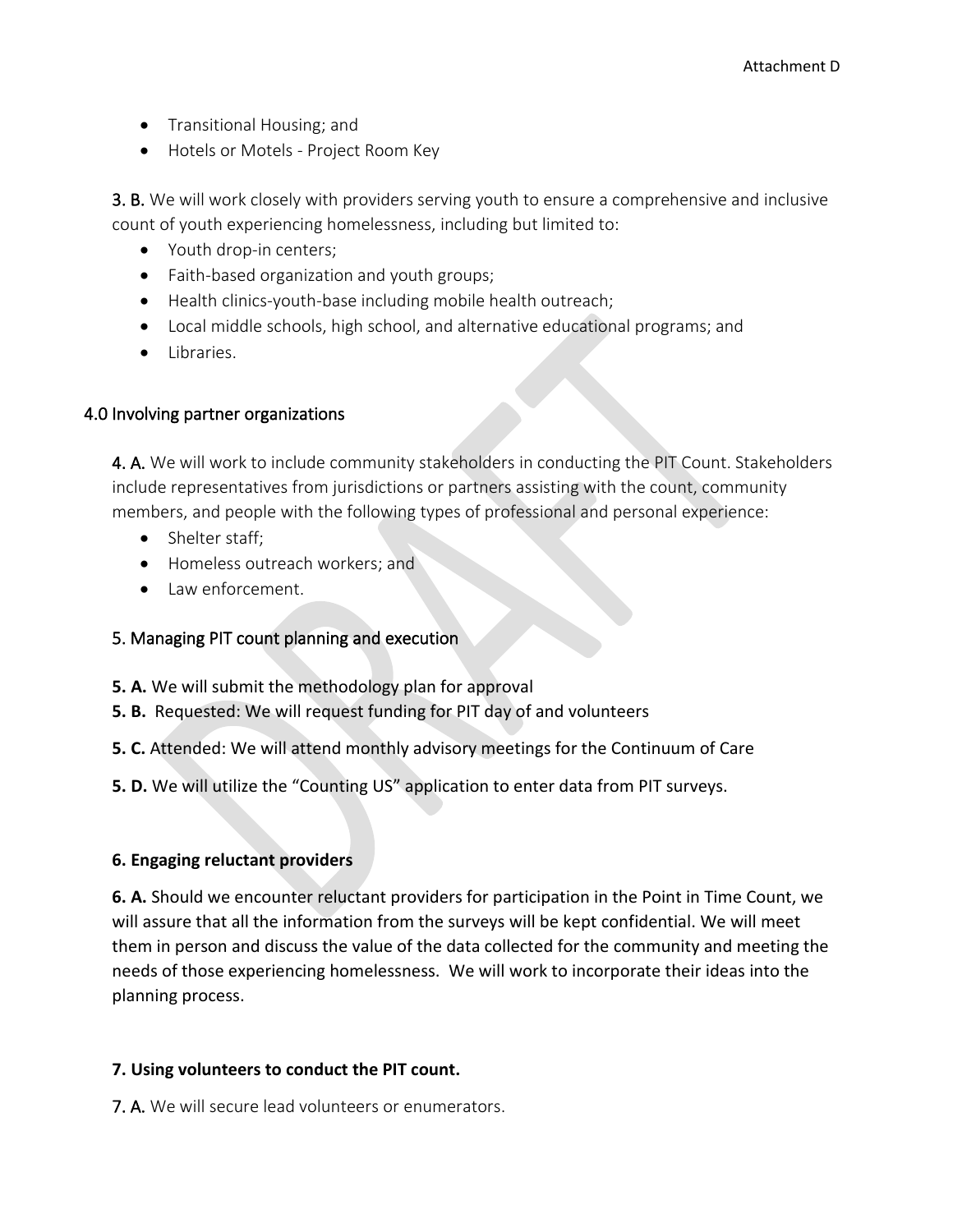- Transitional Housing; and
- Hotels or Motels - Project Room Key

3. B. We will work closely with providers serving youth to ensure a comprehensive and inclusive count of youth experiencing homelessness, including but limited to:

- Youth drop-in centers;
- Faith-based organization and youth groups;
- Health clinics-youth-base including mobile health outreach;
- Local middle schools, high school, and alternative educational programs; and
- Libraries.

## 4.0 Involving partner organizations

4. A. We will work to include community stakeholders in conducting the PIT Count. Stakeholders include representatives from jurisdictions or partners assisting with the count, community members, and people with the following types of professional and personal experience:

- Shelter staff;
- Homeless outreach workers; and
- Law enforcement.

## 5. Managing PIT count planning and execution

**5. A.** We will submit the methodology plan for approval

**5. B.** Requested: We will request funding for PIT day of and volunteers

**5. C.** Attended: We will attend monthly advisory meetings for the Continuum of Care

**5. D.** We will utilize the "Counting US" application to enter data from PIT surveys.

## 6. Engaging reluctant providers

**6. A.** Should we encounter reluctant providers for participation in the Point in Time Count, we will assure that all the information from the surveys will be kept confidential. We will meet them in person and discuss the value of the data collected for the community and meeting the needs of those experiencing homelessness. We will work to incorporate their ideas into the planning process.

## 7. Using volunteers to conduct the PIT count.

7. A. We will secure lead volunteers or enumerators.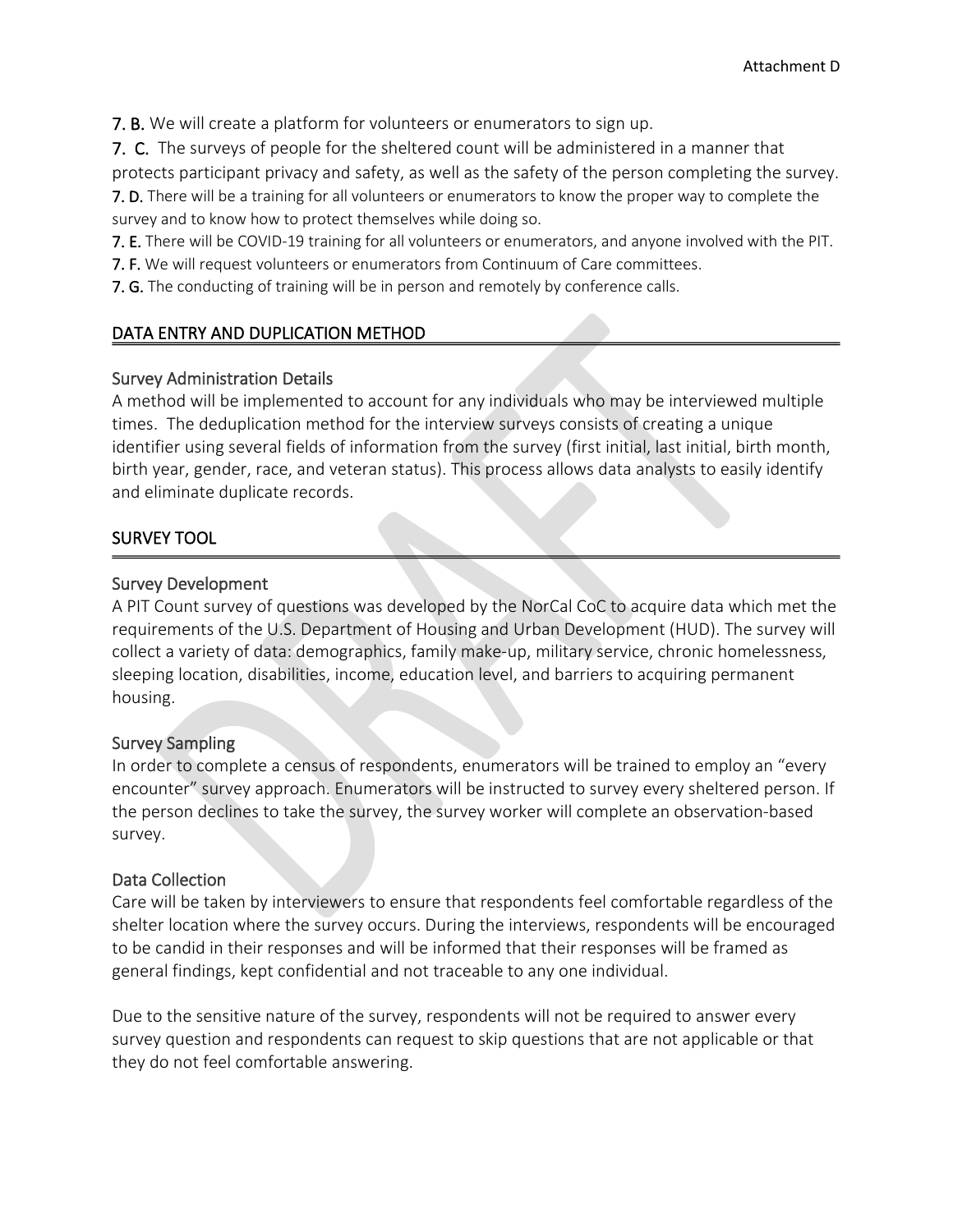**7. B.** We will create a platform for volunteers or enumerators to sign up.

**7. C.** The surveys of people for the sheltered count will be administered in a manner that protects participant privacy and safety, as well as the safety of the person completing the survey.

**7. D.** There will be a training for all volunteers or enumerators to know the proper way to complete the survey and to know how to protect themselves while doing so.

**7. E.** There will be COVID-19 training for all volunteers or enumerators, and anyone involved with the PIT.

**7. F.** We will request volunteers or enumerators from Continuum of Care committees.

**7. G.** The conducting of training will be in person and remotely by conference calls.

## DATA ENTRY AND DUPLICATION METHOD

### Survey Administration Details

A method will be implemented to account for any individuals who may be interviewed multiple times. The deduplication method for the interview surveys consists of creating a unique identifier using several fields of information from the survey (first initial, last initial, birth month, birth year, gender, race, and veteran status). This process allows data analysts to easily identify and eliminate duplicate records.

## SURVEY TOOL

### Survey Development

A PIT Count survey of questions was developed by the NorCal CoC to acquire data which met the requirements of the U.S. Department of Housing and Urban Development (HUD). The survey will collect a variety of data: demographics, family make-up, military service, chronic homelessness, sleeping location, disabilities, income, education level, and barriers to acquiring permanent housing.

### Survey Sampling

In order to complete a census of respondents, enumerators will be trained to employ an "every encounter" survey approach. Enumerators will be instructed to survey every sheltered person. If the person declines to take the survey, the survey worker will complete an observation-based survey.

### Data Collection

Care will be taken by interviewers to ensure that respondents feel comfortable regardless of the shelter location where the survey occurs. During the interviews, respondents will be encouraged to be candid in their responses and will be informed that their responses will be framed as general findings, kept confidential and not traceable to any one individual.

Due to the sensitive nature of the survey, respondents will not be required to answer every survey question and respondents can request to skip questions that are not applicable or that they do not feel comfortable answering.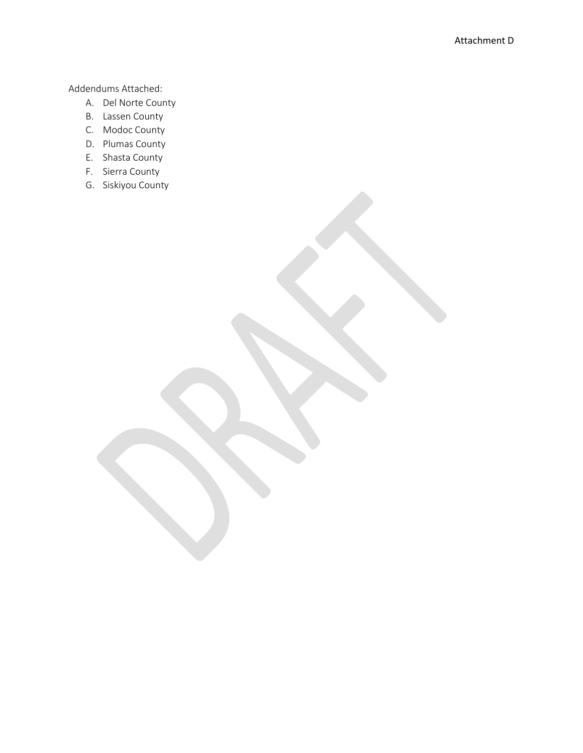Attachment D

Addendums Attached:

A. Del Norte County
B. Lassen County
C. Modoc County
D. Plumas County
E. Shasta County
F. Sierra County
G. Siskiyou County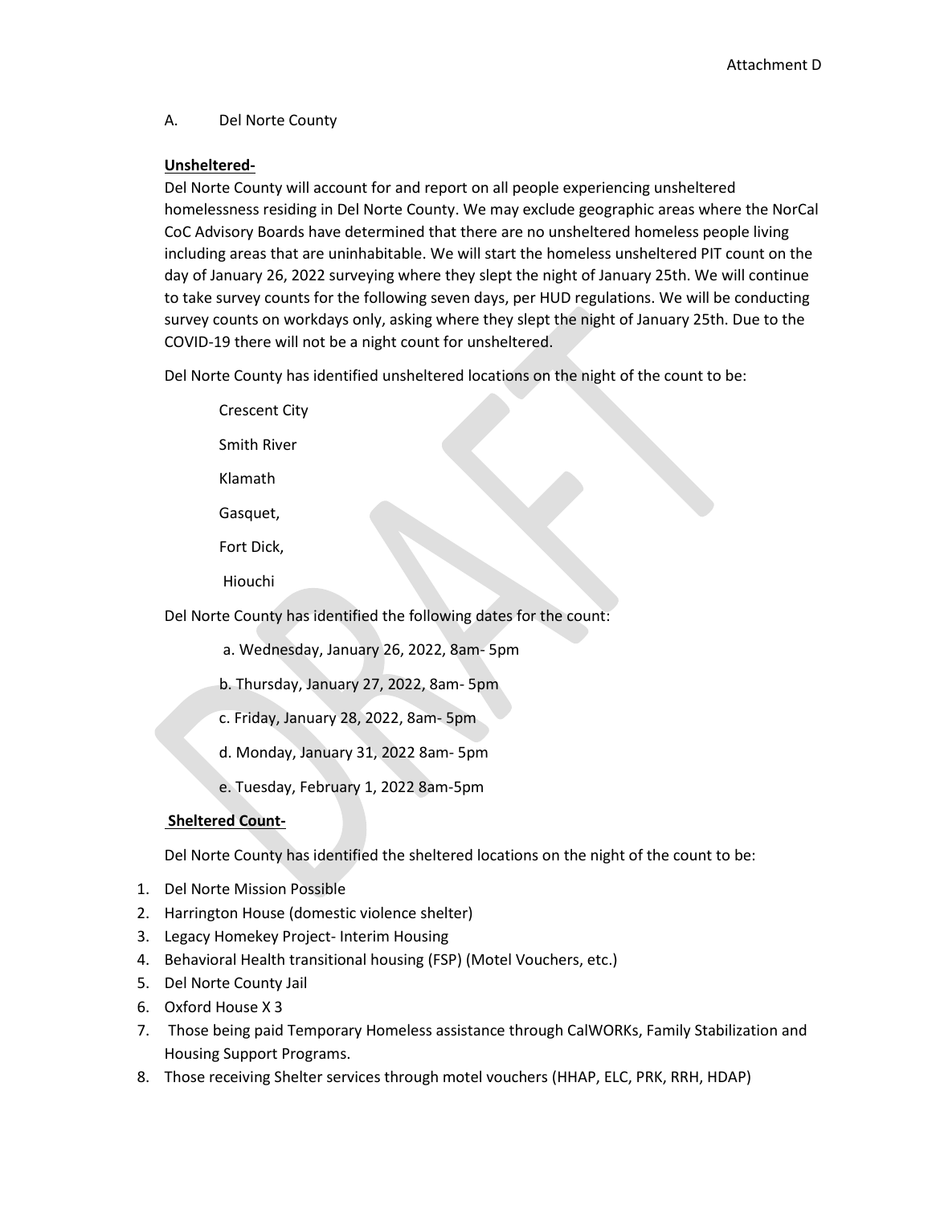Attachment D

A. Del Norte County

**Unsheltered-**

Del Norte County will account for and report on all people experiencing unsheltered homelessness residing in Del Norte County. We may exclude geographic areas where the NorCal CoC Advisory Boards have determined that there are no unsheltered homeless people living including areas that are uninhabitable. We will start the homeless unsheltered PIT count on the day of January 26, 2022 surveying where they slept the night of January 25th. We will continue to take survey counts for the following seven days, per HUD regulations. We will be conducting survey counts on workdays only, asking where they slept the night of January 25th. Due to the COVID-19 there will not be a night count for unsheltered.

Del Norte County has identified unsheltered locations on the night of the count to be:

Crescent City

Smith River

Klamath

Gasquet,

Fort Dick,

Hiouchi

Del Norte County has identified the following dates for the count:

a. Wednesday, January 26, 2022, 8am- 5pm

b. Thursday, January 27, 2022, 8am- 5pm

c. Friday, January 28, 2022, 8am- 5pm

d. Monday, January 31, 2022 8am- 5pm

e. Tuesday, February 1, 2022 8am-5pm

**Sheltered Count-**

Del Norte County has identified the sheltered locations on the night of the count to be:

1. Del Norte Mission Possible
2. Harrington House (domestic violence shelter)
3. Legacy Homekey Project- Interim Housing
4. Behavioral Health transitional housing (FSP) (Motel Vouchers, etc.)
5. Del Norte County Jail
6. Oxford House X 3
7. Those being paid Temporary Homeless assistance through CalWORKs, Family Stabilization and Housing Support Programs.
8. Those receiving Shelter services through motel vouchers (HHAP, ELC, PRK, RRH, HDAP)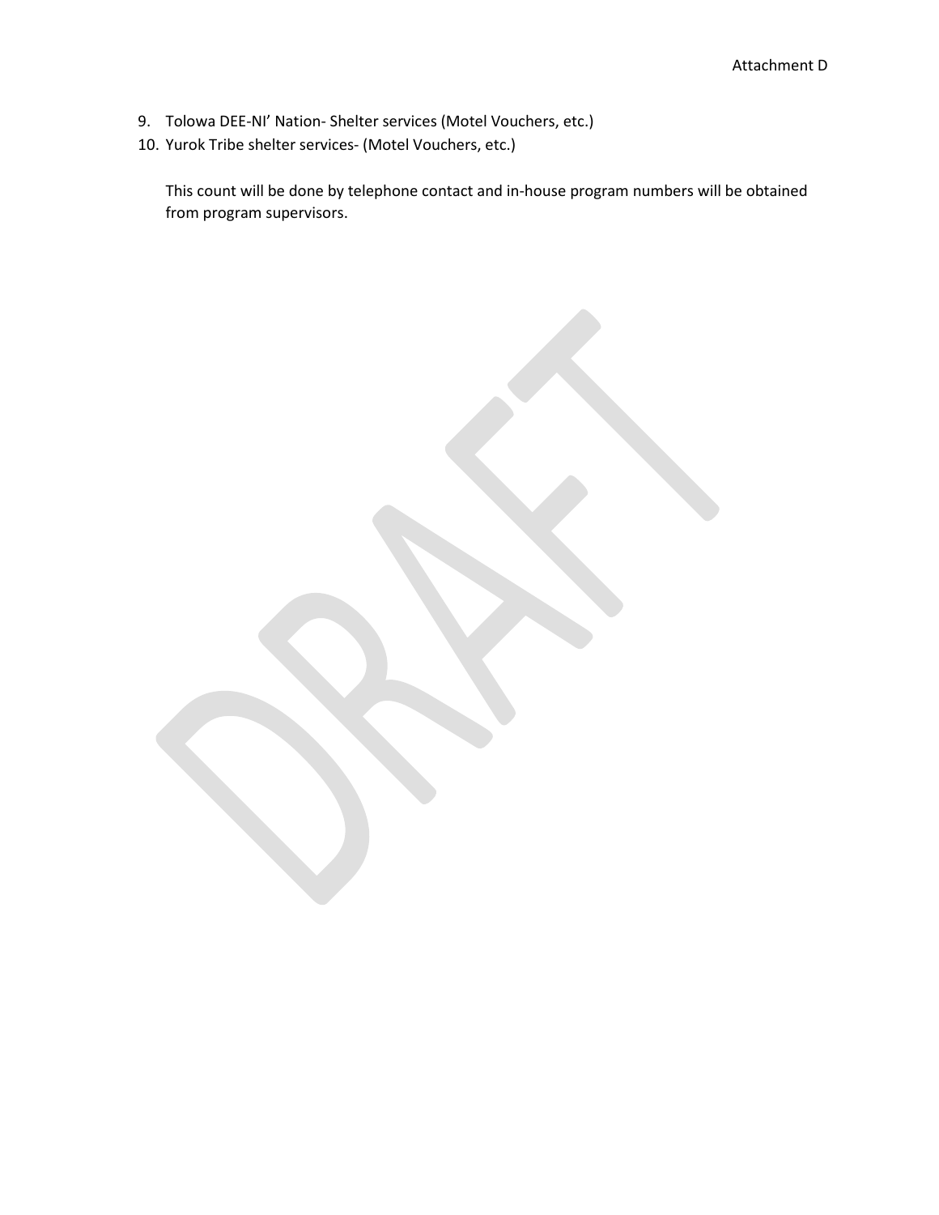9. Tolowa DEE-NI' Nation- Shelter services (Motel Vouchers, etc.)
10. Yurok Tribe shelter services- (Motel Vouchers, etc.)

    This count will be done by telephone contact and in-house program numbers will be obtained from program supervisors.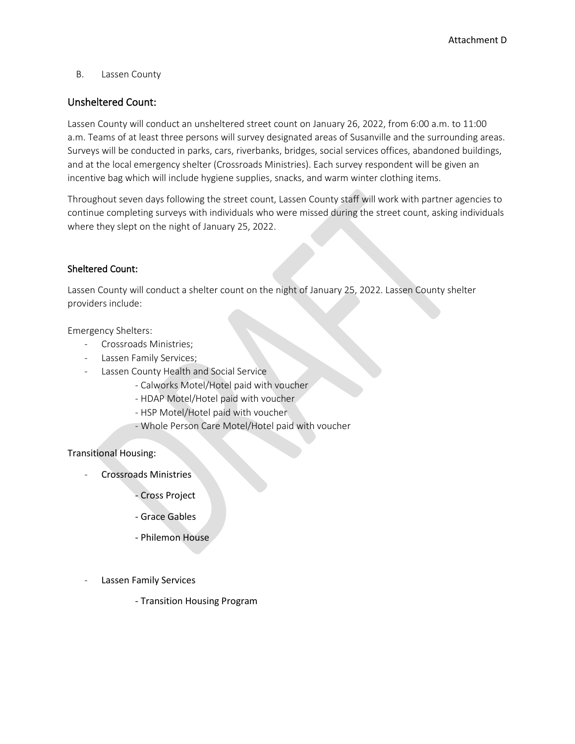Attachment D

B. Lassen County

## Unsheltered Count:

Lassen County will conduct an unsheltered street count on January 26, 2022, from 6:00 a.m. to 11:00 a.m. Teams of at least three persons will survey designated areas of Susanville and the surrounding areas. Surveys will be conducted in parks, cars, riverbanks, bridges, social services offices, abandoned buildings, and at the local emergency shelter (Crossroads Ministries). Each survey respondent will be given an incentive bag which will include hygiene supplies, snacks, and warm winter clothing items.

Throughout seven days following the street count, Lassen County staff will work with partner agencies to continue completing surveys with individuals who were missed during the street count, asking individuals where they slept on the night of January 25, 2022.

## Sheltered Count:

Lassen County will conduct a shelter count on the night of January 25, 2022. Lassen County shelter providers include:

Emergency Shelters:

- Crossroads Ministries;
- Lassen Family Services;
- Lassen County Health and Social Service
  - Calworks Motel/Hotel paid with voucher
  - HDAP Motel/Hotel paid with voucher
  - HSP Motel/Hotel paid with voucher
  - Whole Person Care Motel/Hotel paid with voucher

Transitional Housing:

- Crossroads Ministries
  - Cross Project
  - Grace Gables
  - Philemon House
- Lassen Family Services
  - Transition Housing Program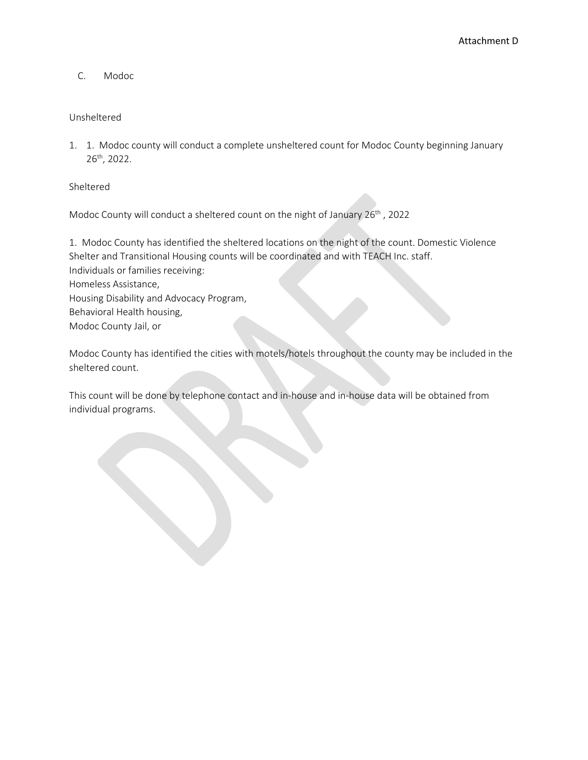Attachment D

C. Modoc

Unsheltered

1. 1. Modoc county will conduct a complete unsheltered count for Modoc County beginning January 26th, 2022.

Sheltered

Modoc County will conduct a sheltered count on the night of January 26th , 2022

1. Modoc County has identified the sheltered locations on the night of the count. Domestic Violence Shelter and Transitional Housing counts will be coordinated and with TEACH Inc. staff.
Individuals or families receiving:
Homeless Assistance,
Housing Disability and Advocacy Program,
Behavioral Health housing,
Modoc County Jail, or

Modoc County has identified the cities with motels/hotels throughout the county may be included in the sheltered count.

This count will be done by telephone contact and in-house and in-house data will be obtained from individual programs.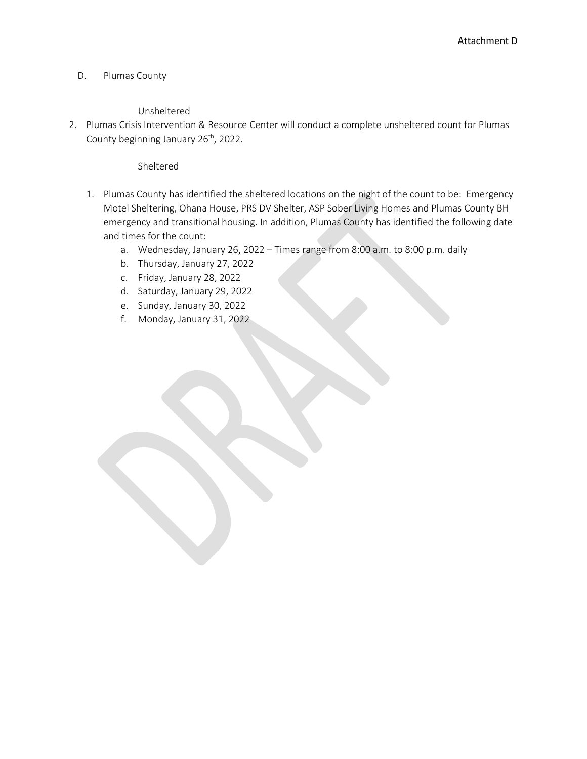Attachment D

D. Plumas County

Unsheltered

2. Plumas Crisis Intervention & Resource Center will conduct a complete unsheltered count for Plumas County beginning January 26th, 2022.

Sheltered

1. Plumas County has identified the sheltered locations on the night of the count to be: Emergency Motel Sheltering, Ohana House, PRS DV Shelter, ASP Sober Living Homes and Plumas County BH emergency and transitional housing. In addition, Plumas County has identified the following date and times for the count:
   a. Wednesday, January 26, 2022 – Times range from 8:00 a.m. to 8:00 p.m. daily
   b. Thursday, January 27, 2022
   c. Friday, January 28, 2022
   d. Saturday, January 29, 2022
   e. Sunday, January 30, 2022
   f. Monday, January 31, 2022

DRAFT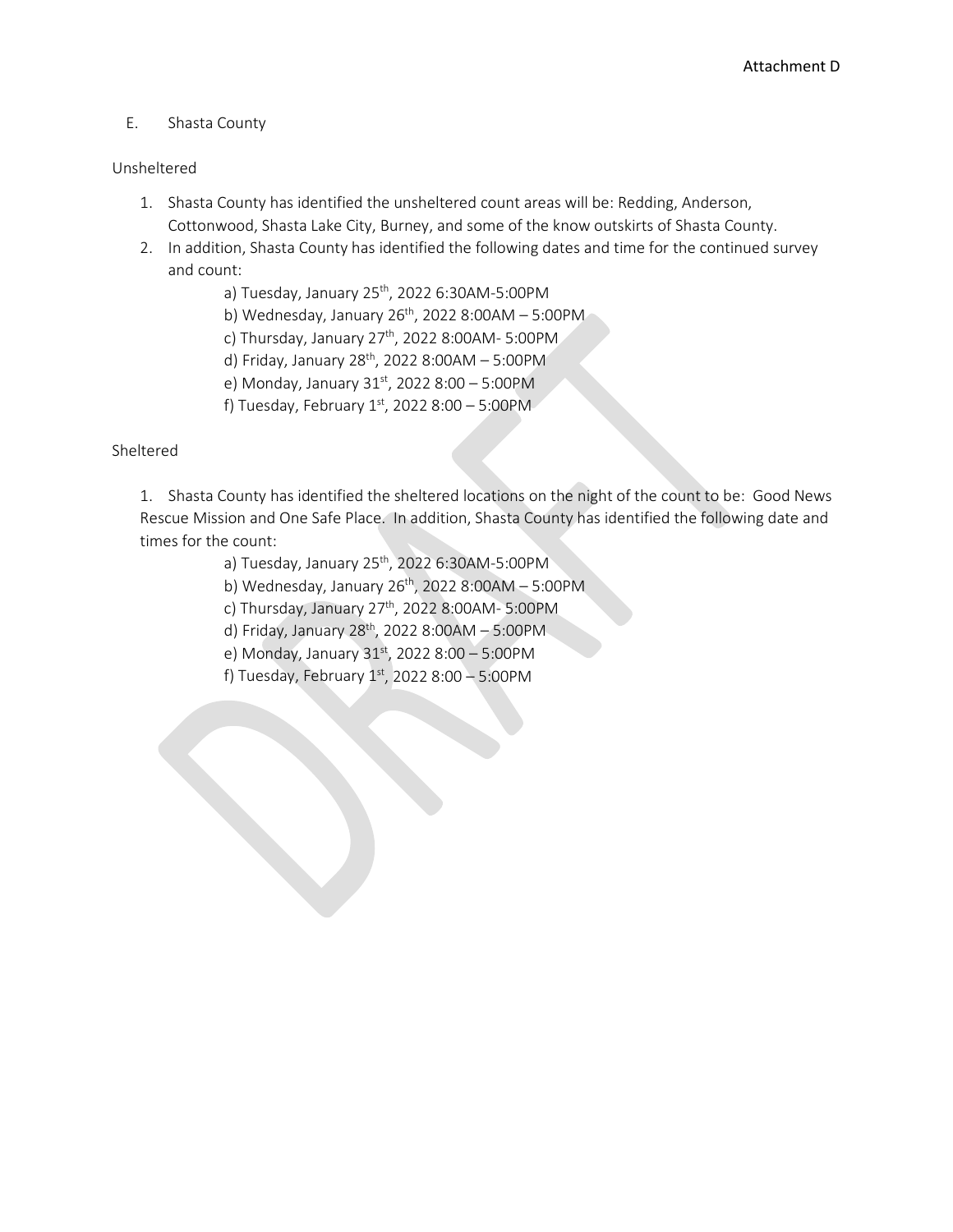Attachment D

E. Shasta County

Unsheltered

1. Shasta County has identified the unsheltered count areas will be: Redding, Anderson, Cottonwood, Shasta Lake City, Burney, and some of the know outskirts of Shasta County.
2. In addition, Shasta County has identified the following dates and time for the continued survey and count:
   a) Tuesday, January 25th, 2022 6:30AM-5:00PM
   b) Wednesday, January 26th, 2022 8:00AM – 5:00PM
   c) Thursday, January 27th, 2022 8:00AM- 5:00PM
   d) Friday, January 28th, 2022 8:00AM – 5:00PM
   e) Monday, January 31st, 2022 8:00 – 5:00PM
   f) Tuesday, February 1st, 2022 8:00 – 5:00PM

Sheltered

1. Shasta County has identified the sheltered locations on the night of the count to be: Good News Rescue Mission and One Safe Place. In addition, Shasta County has identified the following date and times for the count:
   a) Tuesday, January 25th, 2022 6:30AM-5:00PM
   b) Wednesday, January 26th, 2022 8:00AM – 5:00PM
   c) Thursday, January 27th, 2022 8:00AM- 5:00PM
   d) Friday, January 28th, 2022 8:00AM – 5:00PM
   e) Monday, January 31st, 2022 8:00 – 5:00PM
   f) Tuesday, February 1st, 2022 8:00 – 5:00PM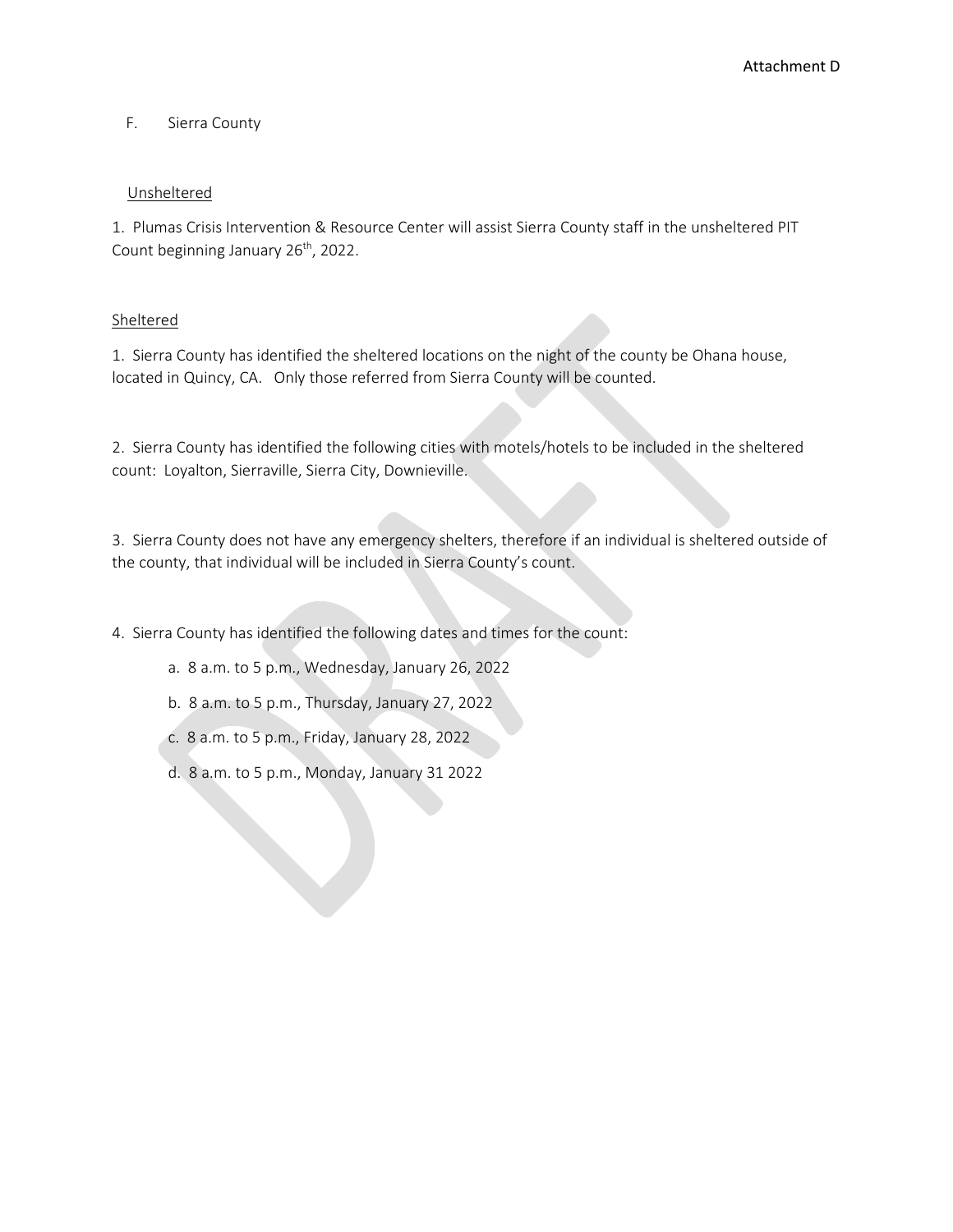Attachment D

F. Sierra County

Unsheltered

1. Plumas Crisis Intervention & Resource Center will assist Sierra County staff in the unsheltered PIT Count beginning January 26th, 2022.

Sheltered

1. Sierra County has identified the sheltered locations on the night of the county be Ohana house, located in Quincy, CA. Only those referred from Sierra County will be counted.

2. Sierra County has identified the following cities with motels/hotels to be included in the sheltered count: Loyalton, Sierraville, Sierra City, Downieville.

3. Sierra County does not have any emergency shelters, therefore if an individual is sheltered outside of the county, that individual will be included in Sierra County's count.

4. Sierra County has identified the following dates and times for the count:

a. 8 a.m. to 5 p.m., Wednesday, January 26, 2022

b. 8 a.m. to 5 p.m., Thursday, January 27, 2022

c. 8 a.m. to 5 p.m., Friday, January 28, 2022

d. 8 a.m. to 5 p.m., Monday, January 31 2022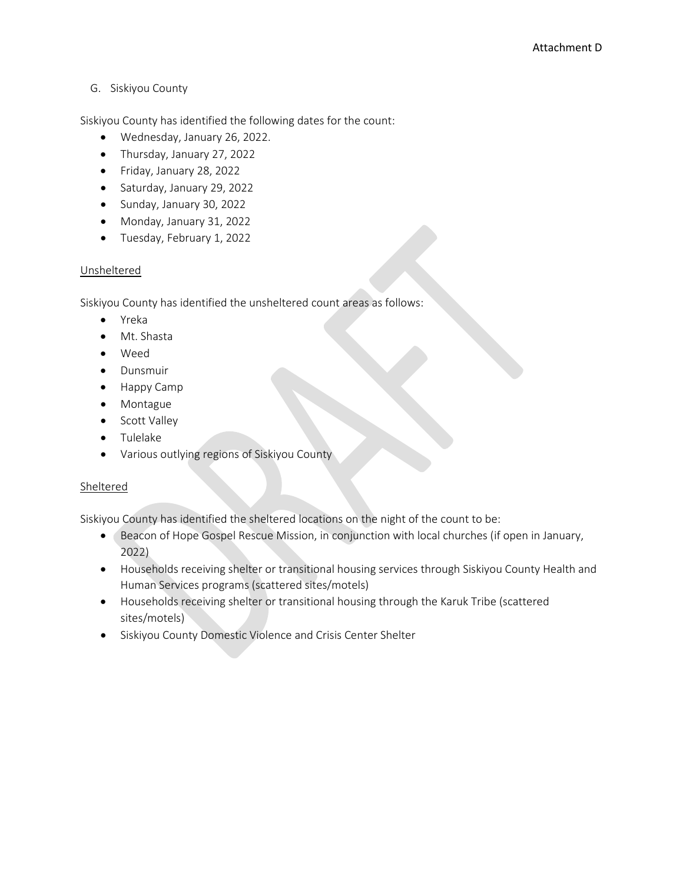G. Siskiyou County

Siskiyou County has identified the following dates for the count:

- Wednesday, January 26, 2022.
- Thursday, January 27, 2022
- Friday, January 28, 2022
- Saturday, January 29, 2022
- Sunday, January 30, 2022
- Monday, January 31, 2022
- Tuesday, February 1, 2022

Unsheltered

Siskiyou County has identified the unsheltered count areas as follows:

- Yreka
- Mt. Shasta
- Weed
- Dunsmuir
- Happy Camp
- Montague
- Scott Valley
- Tulelake
- Various outlying regions of Siskiyou County

Sheltered

Siskiyou County has identified the sheltered locations on the night of the count to be:

- Beacon of Hope Gospel Rescue Mission, in conjunction with local churches (if open in January, 2022)
- Households receiving shelter or transitional housing services through Siskiyou County Health and Human Services programs (scattered sites/motels)
- Households receiving shelter or transitional housing through the Karuk Tribe (scattered sites/motels)
- Siskiyou County Domestic Violence and Crisis Center Shelter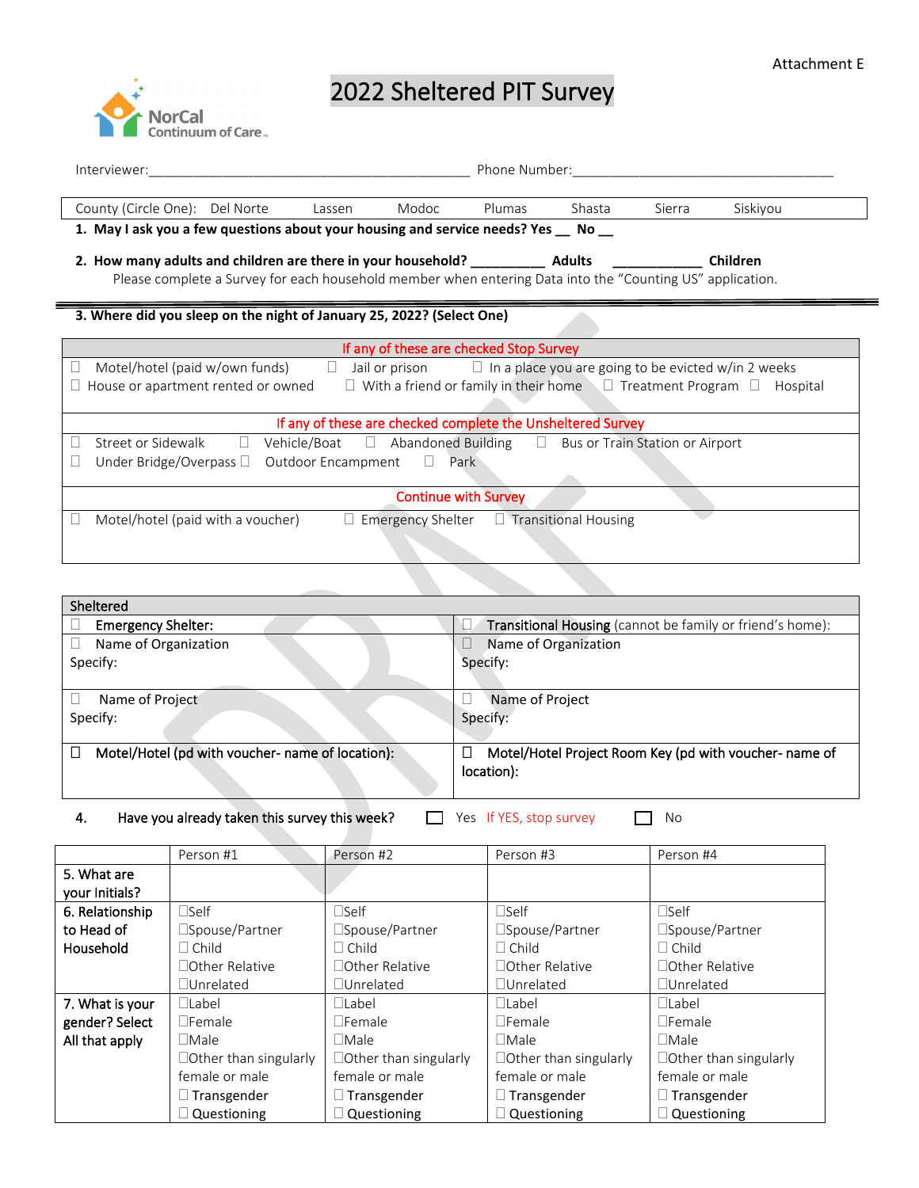Attachment E

NorCal Continuum of Care

# 2022 Sheltered PIT Survey

Interviewer:___________________________________________ Phone Number:___________________________________

| County (Circle One): | Del Norte | Lassen | Modoc | Plumas | Shasta | Sierra | Siskiyou |
|---|---|---|---|---|---|---|---|

**1. May I ask you a few questions about your housing and service needs? Yes __ No __**

**2. How many adults and children are there in your household? __________ Adults ____________ Children**

Please complete a Survey for each household member when entering Data into the "Counting US" application.

**3. Where did you sleep on the night of January 25, 2022? (Select One)**

| If any of these are checked Stop Survey |
|---|
| ☐ Motel/hotel (paid w/own funds) ☐ Jail or prison ☐ In a place you are going to be evicted w/in 2 weeks<br>☐ House or apartment rented or owned ☐ With a friend or family in their home ☐ Treatment Program ☐ Hospital |
| **If any of these are checked complete the Unsheltered Survey** |
| ☐ Street or Sidewalk ☐ Vehicle/Boat ☐ Abandoned Building ☐ Bus or Train Station or Airport<br>☐ Under Bridge/Overpass ☐ Outdoor Encampment ☐ Park |
| **Continue with Survey** |
| ☐ Motel/hotel (paid with a voucher) ☐ Emergency Shelter ☐ Transitional Housing |

| Sheltered | |
|---|---|
| ☐ **Emergency Shelter:** | ☐ **Transitional Housing** (cannot be family or friend's home): |
| ☐ Name of Organization<br>Specify: | ☐ Name of Organization<br>Specify: |
| ☐ Name of Project<br>Specify: | ☐ Name of Project<br>Specify: |
| ☐ **Motel/Hotel (pd with voucher- name of location):** | ☐ **Motel/Hotel Project Room Key (pd with voucher- name of location):** |

**4. Have you already taken this survey this week?** ☐ Yes If YES, stop survey ☐ No

| | Person #1 | Person #2 | Person #3 | Person #4 |
|---|---|---|---|---|
| **5. What are your Initials?** | | | | |
| **6. Relationship to Head of Household** | ☐Self<br>☐Spouse/Partner<br>☐ Child<br>☐Other Relative<br>☐Unrelated | ☐Self<br>☐Spouse/Partner<br>☐ Child<br>☐Other Relative<br>☐Unrelated | ☐Self<br>☐Spouse/Partner<br>☐ Child<br>☐Other Relative<br>☐Unrelated | ☐Self<br>☐Spouse/Partner<br>☐ Child<br>☐Other Relative<br>☐Unrelated |
| **7. What is your gender? Select All that apply** | ☐Label<br>☐Female<br>☐Male<br>☐Other than singularly female or male<br>☐ Transgender<br>☐ Questioning | ☐Label<br>☐Female<br>☐Male<br>☐Other than singularly female or male<br>☐ Transgender<br>☐ Questioning | ☐Label<br>☐Female<br>☐Male<br>☐Other than singularly female or male<br>☐ Transgender<br>☐ Questioning | ☐Label<br>☐Female<br>☐Male<br>☐Other than singularly female or male<br>☐ Transgender<br>☐ Questioning |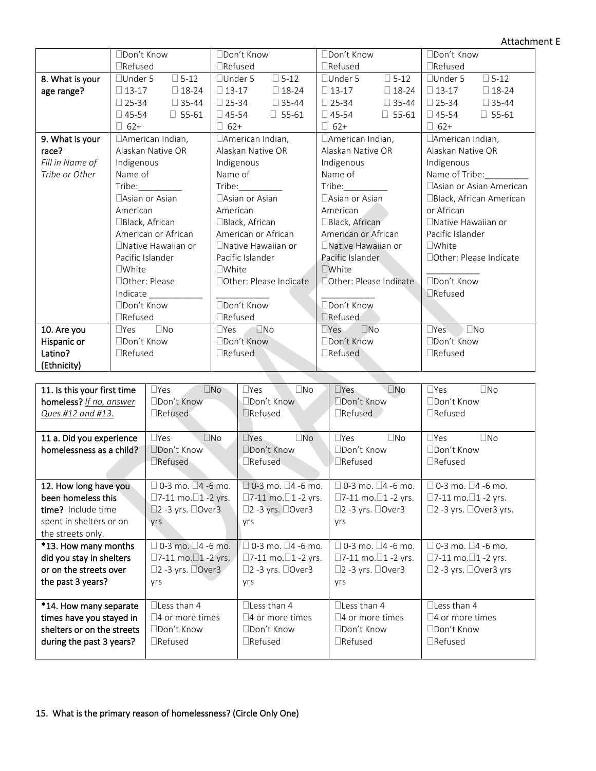Attachment E

| | | | | |
|---|---|---|---|---|
| | ☐Don't Know<br>☐Refused | ☐Don't Know<br>☐Refused | ☐Don't Know<br>☐Refused | ☐Don't Know<br>☐Refused |
| **8. What is your age range?** | ☐Under 5 ☐ 5-12<br>☐ 13-17 ☐ 18-24<br>☐ 25-34 ☐ 35-44<br>☐ 45-54 ☐ 55-61<br>☐ 62+ | ☐Under 5 ☐ 5-12<br>☐ 13-17 ☐ 18-24<br>☐ 25-34 ☐ 35-44<br>☐ 45-54 ☐ 55-61<br>☐ 62+ | ☐Under 5 ☐ 5-12<br>☐ 13-17 ☐ 18-24<br>☐ 25-34 ☐ 35-44<br>☐ 45-54 ☐ 55-61<br>☐ 62+ | ☐Under 5 ☐ 5-12<br>☐ 13-17 ☐ 18-24<br>☐ 25-34 ☐ 35-44<br>☐ 45-54 ☐ 55-61<br>☐ 62+ |
| **9. What is your race?** *Fill in Name of Tribe or Other* | ☐American Indian, Alaskan Native OR Indigenous Name of Tribe:_________<br>☐Asian or Asian American<br>☐Black, African American or African<br>☐Native Hawaiian or Pacific Islander<br>☐White<br>☐Other: Please Indicate ___________<br>☐Don't Know<br>☐Refused | ☐American Indian, Alaskan Native OR Indigenous Name of Tribe:_________<br>☐Asian or Asian American<br>☐Black, African American or African<br>☐Native Hawaiian or Pacific Islander<br>☐White<br>☐Other: Please Indicate ___________<br>☐Don't Know<br>☐Refused | ☐American Indian, Alaskan Native OR Indigenous Name of Tribe:_________<br>☐Asian or Asian American<br>☐Black, African American or African<br>☐Native Hawaiian or Pacific Islander<br>☐White<br>☐Other: Please Indicate ___________<br>☐Don't Know<br>☐Refused | ☐American Indian, Alaskan Native OR Indigenous Name of Tribe:_________<br>☐Asian or Asian American<br>☐Black, African American or African<br>☐Native Hawaiian or Pacific Islander<br>☐White<br>☐Other: Please Indicate ___________<br>☐Don't Know<br>☐Refused |
| **10. Are you Hispanic or Latino? (Ethnicity)** | ☐Yes ☐No<br>☐Don't Know<br>☐Refused | ☐Yes ☐No<br>☐Don't Know<br>☐Refused | ☐Yes ☐No<br>☐Don't Know<br>☐Refused | ☐Yes ☐No<br>☐Don't Know<br>☐Refused |

| | | | | |
|---|---|---|---|---|
| **11. Is this your first time homeless?** *<u>If no, answer Ques #12 and #13.</u>* | ☐Yes ☐No<br>☐Don't Know<br>☐Refused | ☐Yes ☐No<br>☐Don't Know<br>☐Refused | ☐Yes ☐No<br>☐Don't Know<br>☐Refused | ☐Yes ☐No<br>☐Don't Know<br>☐Refused |
| **11 a. Did you experience homelessness as a child?** | ☐Yes ☐No<br>☐Don't Know<br>☐Refused | ☐Yes ☐No<br>☐Don't Know<br>☐Refused | ☐Yes ☐No<br>☐Don't Know<br>☐Refused | ☐Yes ☐No<br>☐Don't Know<br>☐Refused |
| **12. How long have you been homeless this time?** Include time spent in shelters or on the streets only. | ☐ 0-3 mo. ☐4 -6 mo.<br>☐7-11 mo.☐1 -2 yrs.<br>☐2 -3 yrs. ☐Over3 yrs | ☐ 0-3 mo. ☐4 -6 mo.<br>☐7-11 mo.☐1 -2 yrs.<br>☐2 -3 yrs. ☐Over3 yrs | ☐ 0-3 mo. ☐4 -6 mo.<br>☐7-11 mo.☐1 -2 yrs.<br>☐2 -3 yrs. ☐Over3 yrs | ☐ 0-3 mo. ☐4 -6 mo.<br>☐7-11 mo.☐1 -2 yrs.<br>☐2 -3 yrs. ☐Over3 yrs. |
| ***13. How many months did you stay in shelters or on the streets over the past 3 years?** | ☐ 0-3 mo. ☐4 -6 mo.<br>☐7-11 mo.☐1 -2 yrs.<br>☐2 -3 yrs. ☐Over3 yrs | ☐ 0-3 mo. ☐4 -6 mo.<br>☐7-11 mo.☐1 -2 yrs.<br>☐2 -3 yrs. ☐Over3 yrs | ☐ 0-3 mo. ☐4 -6 mo.<br>☐7-11 mo.☐1 -2 yrs.<br>☐2 -3 yrs. ☐Over3 yrs | ☐ 0-3 mo. ☐4 -6 mo.<br>☐7-11 mo.☐1 -2 yrs.<br>☐2 -3 yrs. ☐Over3 yrs |
| ***14. How many separate times have you stayed in shelters or on the streets during the past 3 years?** | ☐Less than 4<br>☐4 or more times<br>☐Don't Know<br>☐Refused | ☐Less than 4<br>☐4 or more times<br>☐Don't Know<br>☐Refused | ☐Less than 4<br>☐4 or more times<br>☐Don't Know<br>☐Refused | ☐Less than 4<br>☐4 or more times<br>☐Don't Know<br>☐Refused |

15. What is the primary reason of homelessness? (Circle Only One)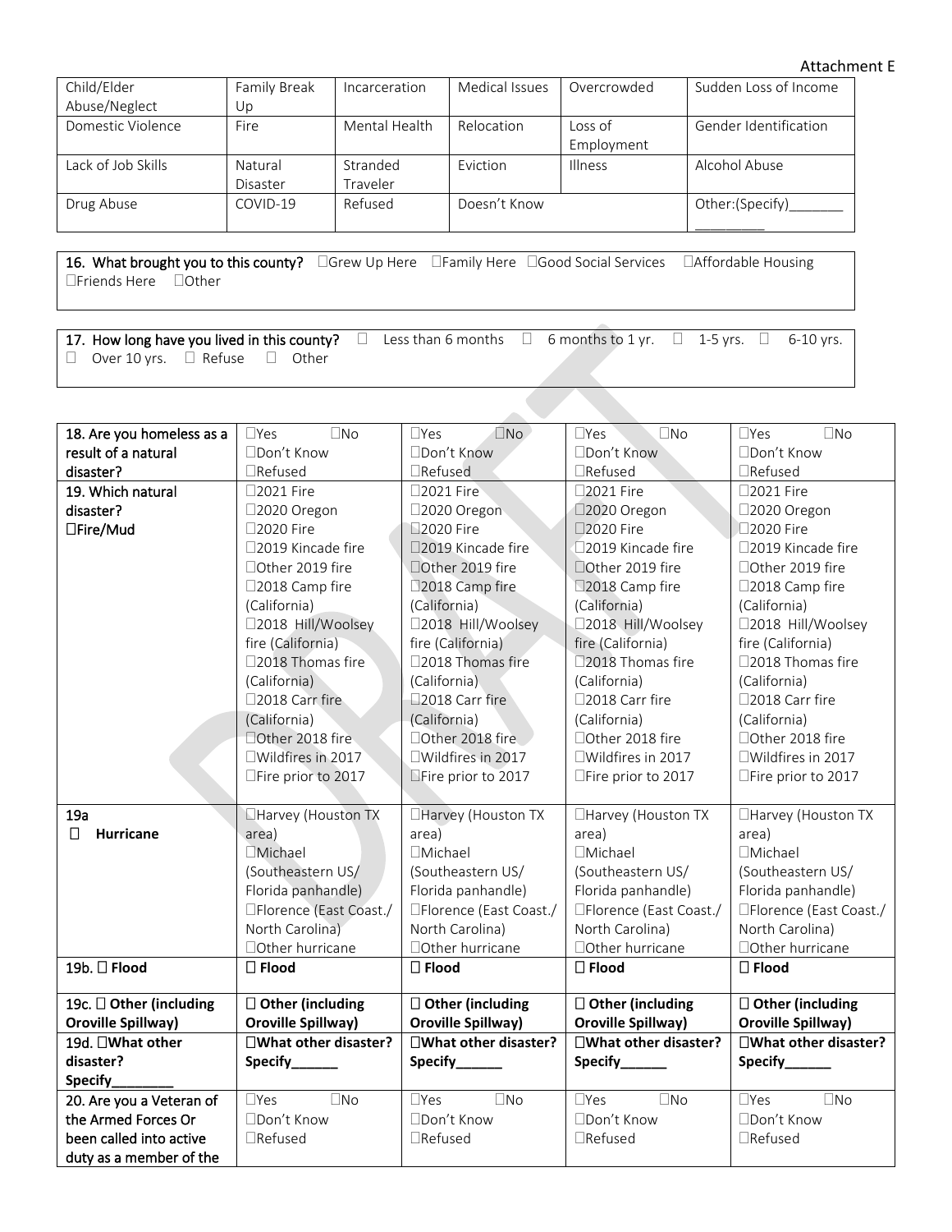Attachment E

| Child/Elder Abuse/Neglect | Family Break Up | Incarceration | Medical Issues | Overcrowded | Sudden Loss of Income |
|---|---|---|---|---|---|
| Domestic Violence | Fire | Mental Health | Relocation | Loss of Employment | Gender Identification |
| Lack of Job Skills | Natural Disaster | Stranded Traveler | Eviction | Illness | Alcohol Abuse |
| Drug Abuse | COVID-19 | Refused | Doesn't Know | | Other:(Specify)_______ _________ |

**16. What brought you to this county?** ☐Grew Up Here ☐Family Here ☐Good Social Services ☐Affordable Housing ☐Friends Here ☐Other

**17. How long have you lived in this county?** ☐ Less than 6 months ☐ 6 months to 1 yr. ☐ 1-5 yrs. ☐ 6-10 yrs. ☐ Over 10 yrs. ☐ Refuse ☐ Other

| **18. Are you homeless as a result of a natural disaster?** | ☐Yes ☐No ☐Don't Know ☐Refused | ☐Yes ☐No ☐Don't Know ☐Refused | ☐Yes ☐No ☐Don't Know ☐Refused | ☐Yes ☐No ☐Don't Know ☐Refused |
|---|---|---|---|---|
| **19. Which natural disaster? ☐Fire/Mud** | ☐2021 Fire ☐2020 Oregon ☐2020 Fire ☐2019 Kincade fire ☐Other 2019 fire ☐2018 Camp fire (California) ☐2018 Hill/Woolsey fire (California) ☐2018 Thomas fire (California) ☐2018 Carr fire (California) ☐Other 2018 fire ☐Wildfires in 2017 ☐Fire prior to 2017 | ☐2021 Fire ☐2020 Oregon ☐2020 Fire ☐2019 Kincade fire ☐Other 2019 fire ☐2018 Camp fire (California) ☐2018 Hill/Woolsey fire (California) ☐2018 Thomas fire (California) ☐2018 Carr fire (California) ☐Other 2018 fire ☐Wildfires in 2017 ☐Fire prior to 2017 | ☐2021 Fire ☐2020 Oregon ☐2020 Fire ☐2019 Kincade fire ☐Other 2019 fire ☐2018 Camp fire (California) ☐2018 Hill/Woolsey fire (California) ☐2018 Thomas fire (California) ☐2018 Carr fire (California) ☐Other 2018 fire ☐Wildfires in 2017 ☐Fire prior to 2017 | ☐2021 Fire ☐2020 Oregon ☐2020 Fire ☐2019 Kincade fire ☐Other 2019 fire ☐2018 Camp fire (California) ☐2018 Hill/Woolsey fire (California) ☐2018 Thomas fire (California) ☐2018 Carr fire (California) ☐Other 2018 fire ☐Wildfires in 2017 ☐Fire prior to 2017 |
| **19a ☐ Hurricane** | ☐Harvey (Houston TX area) ☐Michael (Southeastern US/ Florida panhandle) ☐Florence (East Coast./ North Carolina) ☐Other hurricane | ☐Harvey (Houston TX area) ☐Michael (Southeastern US/ Florida panhandle) ☐Florence (East Coast./ North Carolina) ☐Other hurricane | ☐Harvey (Houston TX area) ☐Michael (Southeastern US/ Florida panhandle) ☐Florence (East Coast./ North Carolina) ☐Other hurricane | ☐Harvey (Houston TX area) ☐Michael (Southeastern US/ Florida panhandle) ☐Florence (East Coast./ North Carolina) ☐Other hurricane |
| **19b. ☐ Flood** | **☐ Flood** | **☐ Flood** | **☐ Flood** | **☐ Flood** |
| **19c. ☐ Other (including Oroville Spillway)** | **☐ Other (including Oroville Spillway)** | **☐ Other (including Oroville Spillway)** | **☐ Other (including Oroville Spillway)** | **☐ Other (including Oroville Spillway)** |
| **19d. ☐What other disaster? Specify________** | **☐What other disaster? Specify______** | **☐What other disaster? Specify______** | **☐What other disaster? Specify______** | **☐What other disaster? Specify______** |
| 20. Are you a Veteran of the Armed Forces Or been called into active duty as a member of the | ☐Yes ☐No ☐Don't Know ☐Refused | ☐Yes ☐No ☐Don't Know ☐Refused | ☐Yes ☐No ☐Don't Know ☐Refused | ☐Yes ☐No ☐Don't Know ☐Refused |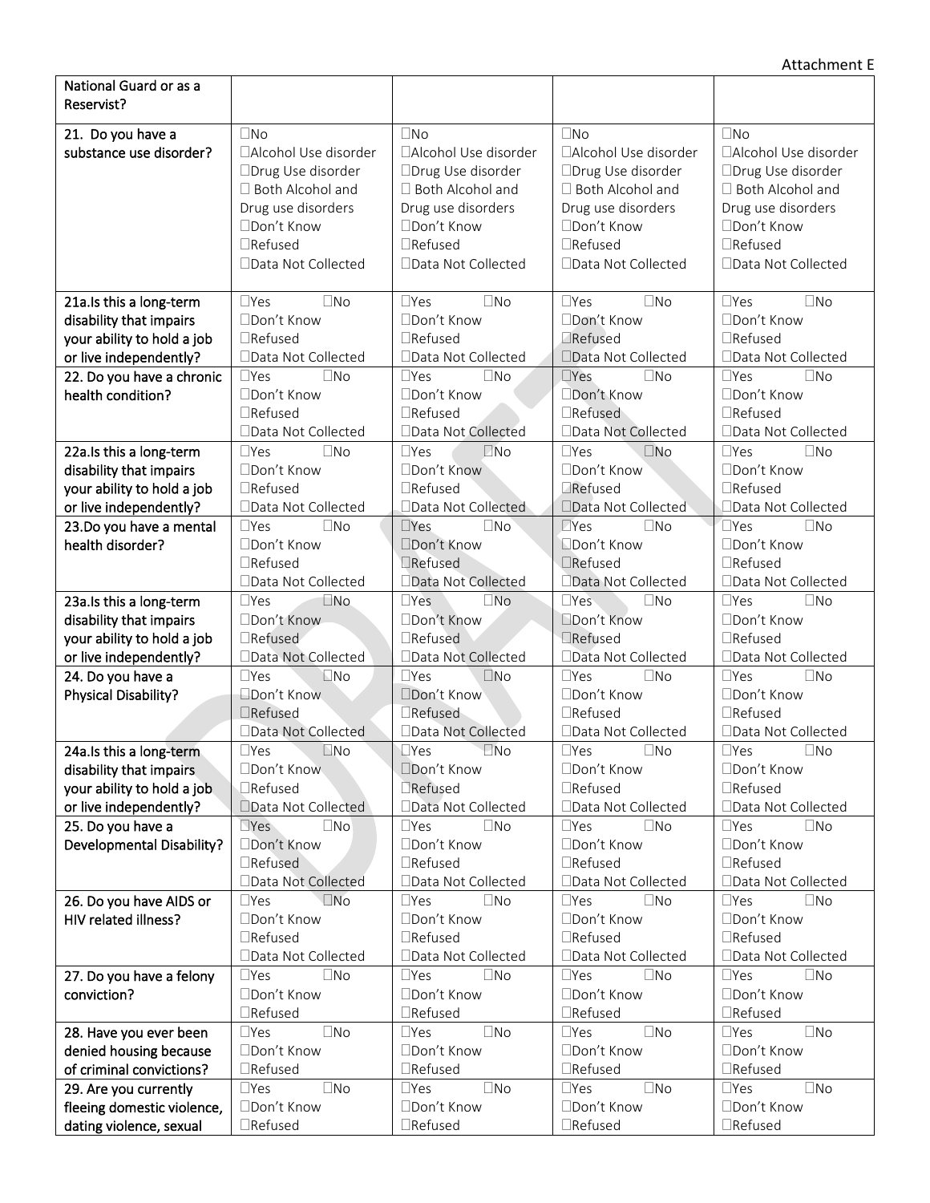Attachment E

| National Guard or as a Reservist? | | | | |
|---|---|---|---|---|
| 21. Do you have a substance use disorder? | ☐No ☐Alcohol Use disorder ☐Drug Use disorder ☐ Both Alcohol and Drug use disorders ☐Don't Know ☐Refused ☐Data Not Collected | ☐No ☐Alcohol Use disorder ☐Drug Use disorder ☐ Both Alcohol and Drug use disorders ☐Don't Know ☐Refused ☐Data Not Collected | ☐No ☐Alcohol Use disorder ☐Drug Use disorder ☐ Both Alcohol and Drug use disorders ☐Don't Know ☐Refused ☐Data Not Collected | ☐No ☐Alcohol Use disorder ☐Drug Use disorder ☐ Both Alcohol and Drug use disorders ☐Don't Know ☐Refused ☐Data Not Collected |
| 21a.Is this a long-term disability that impairs your ability to hold a job or live independently? | ☐Yes ☐No ☐Don't Know ☐Refused ☐Data Not Collected | ☐Yes ☐No ☐Don't Know ☐Refused ☐Data Not Collected | ☐Yes ☐No ☐Don't Know ☐Refused ☐Data Not Collected | ☐Yes ☐No ☐Don't Know ☐Refused ☐Data Not Collected |
| 22. Do you have a chronic health condition? | ☐Yes ☐No ☐Don't Know ☐Refused ☐Data Not Collected | ☐Yes ☐No ☐Don't Know ☐Refused ☐Data Not Collected | ☐Yes ☐No ☐Don't Know ☐Refused ☐Data Not Collected | ☐Yes ☐No ☐Don't Know ☐Refused ☐Data Not Collected |
| 22a.Is this a long-term disability that impairs your ability to hold a job or live independently? | ☐Yes ☐No ☐Don't Know ☐Refused ☐Data Not Collected | ☐Yes ☐No ☐Don't Know ☐Refused ☐Data Not Collected | ☐Yes ☐No ☐Don't Know ☐Refused ☐Data Not Collected | ☐Yes ☐No ☐Don't Know ☐Refused ☐Data Not Collected |
| 23.Do you have a mental health disorder? | ☐Yes ☐No ☐Don't Know ☐Refused ☐Data Not Collected | ☐Yes ☐No ☐Don't Know ☐Refused ☐Data Not Collected | ☐Yes ☐No ☐Don't Know ☐Refused ☐Data Not Collected | ☐Yes ☐No ☐Don't Know ☐Refused ☐Data Not Collected |
| 23a.Is this a long-term disability that impairs your ability to hold a job or live independently? | ☐Yes ☐No ☐Don't Know ☐Refused ☐Data Not Collected | ☐Yes ☐No ☐Don't Know ☐Refused ☐Data Not Collected | ☐Yes ☐No ☐Don't Know ☐Refused ☐Data Not Collected | ☐Yes ☐No ☐Don't Know ☐Refused ☐Data Not Collected |
| 24. Do you have a Physical Disability? | ☐Yes ☐No ☐Don't Know ☐Refused ☐Data Not Collected | ☐Yes ☐No ☐Don't Know ☐Refused ☐Data Not Collected | ☐Yes ☐No ☐Don't Know ☐Refused ☐Data Not Collected | ☐Yes ☐No ☐Don't Know ☐Refused ☐Data Not Collected |
| 24a.Is this a long-term disability that impairs your ability to hold a job or live independently? | ☐Yes ☐No ☐Don't Know ☐Refused ☐Data Not Collected | ☐Yes ☐No ☐Don't Know ☐Refused ☐Data Not Collected | ☐Yes ☐No ☐Don't Know ☐Refused ☐Data Not Collected | ☐Yes ☐No ☐Don't Know ☐Refused ☐Data Not Collected |
| 25. Do you have a Developmental Disability? | ☐Yes ☐No ☐Don't Know ☐Refused ☐Data Not Collected | ☐Yes ☐No ☐Don't Know ☐Refused ☐Data Not Collected | ☐Yes ☐No ☐Don't Know ☐Refused ☐Data Not Collected | ☐Yes ☐No ☐Don't Know ☐Refused ☐Data Not Collected |
| 26. Do you have AIDS or HIV related illness? | ☐Yes ☐No ☐Don't Know ☐Refused ☐Data Not Collected | ☐Yes ☐No ☐Don't Know ☐Refused ☐Data Not Collected | ☐Yes ☐No ☐Don't Know ☐Refused ☐Data Not Collected | ☐Yes ☐No ☐Don't Know ☐Refused ☐Data Not Collected |
| 27. Do you have a felony conviction? | ☐Yes ☐No ☐Don't Know ☐Refused | ☐Yes ☐No ☐Don't Know ☐Refused | ☐Yes ☐No ☐Don't Know ☐Refused | ☐Yes ☐No ☐Don't Know ☐Refused |
| 28. Have you ever been denied housing because of criminal convictions? | ☐Yes ☐No ☐Don't Know ☐Refused | ☐Yes ☐No ☐Don't Know ☐Refused | ☐Yes ☐No ☐Don't Know ☐Refused | ☐Yes ☐No ☐Don't Know ☐Refused |
| 29. Are you currently fleeing domestic violence, dating violence, sexual | ☐Yes ☐No ☐Don't Know ☐Refused | ☐Yes ☐No ☐Don't Know ☐Refused | ☐Yes ☐No ☐Don't Know ☐Refused | ☐Yes ☐No ☐Don't Know ☐Refused |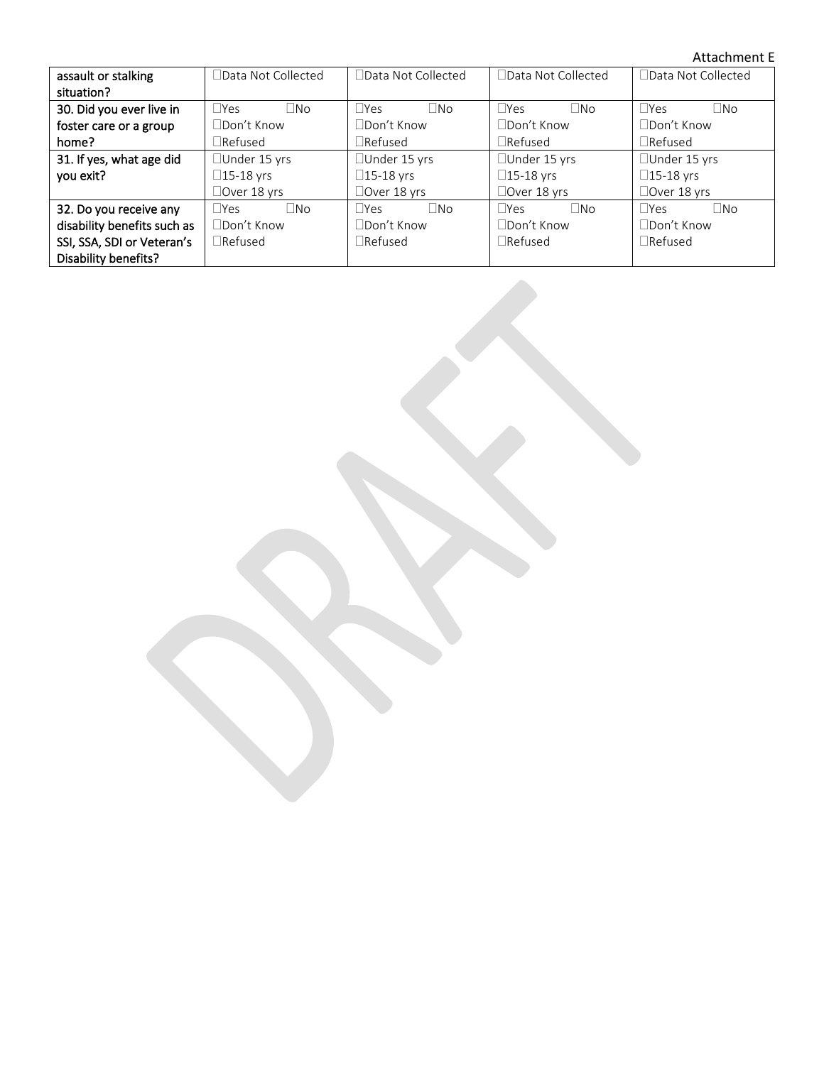| assault or stalking situation? | ☐Data Not Collected | ☐Data Not Collected | ☐Data Not Collected | ☐Data Not Collected |
|---|---|---|---|---|
| 30. Did you ever live in foster care or a group home? | ☐Yes ☐No<br>☐Don't Know<br>☐Refused | ☐Yes ☐No<br>☐Don't Know<br>☐Refused | ☐Yes ☐No<br>☐Don't Know<br>☐Refused | ☐Yes ☐No<br>☐Don't Know<br>☐Refused |
| 31. If yes, what age did you exit? | ☐Under 15 yrs<br>☐15-18 yrs<br>☐Over 18 yrs | ☐Under 15 yrs<br>☐15-18 yrs<br>☐Over 18 yrs | ☐Under 15 yrs<br>☐15-18 yrs<br>☐Over 18 yrs | ☐Under 15 yrs<br>☐15-18 yrs<br>☐Over 18 yrs |
| 32. Do you receive any disability benefits such as SSI, SSA, SDI or Veteran's Disability benefits? | ☐Yes ☐No<br>☐Don't Know<br>☐Refused | ☐Yes ☐No<br>☐Don't Know<br>☐Refused | ☐Yes ☐No<br>☐Don't Know<br>☐Refused | ☐Yes ☐No<br>☐Don't Know<br>☐Refused |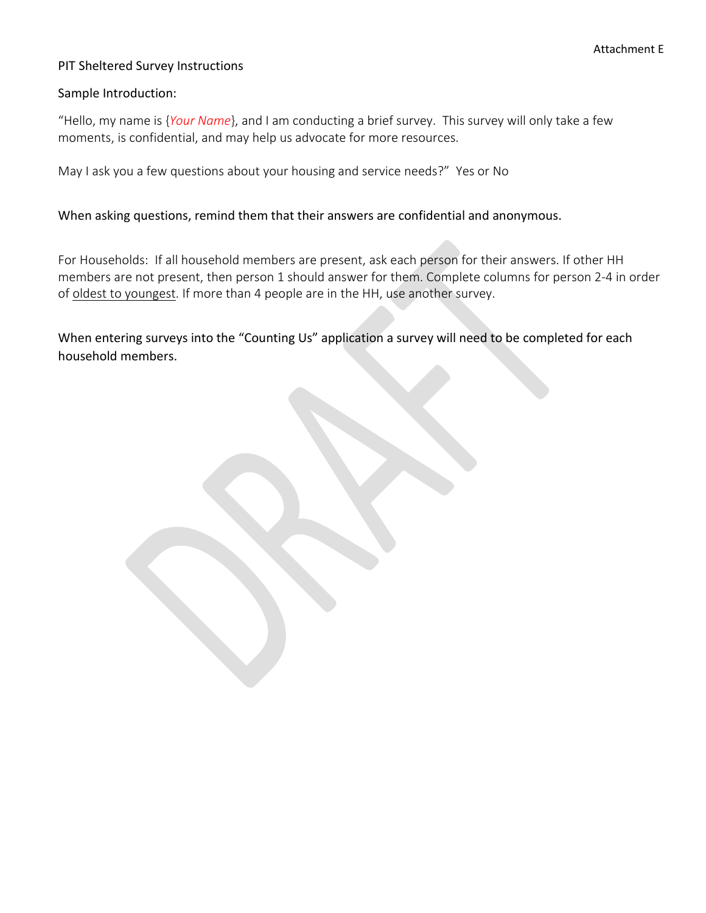Attachment E

PIT Sheltered Survey Instructions

Sample Introduction:

"Hello, my name is {*Your Name*}, and I am conducting a brief survey. This survey will only take a few moments, is confidential, and may help us advocate for more resources.

May I ask you a few questions about your housing and service needs?" Yes or No

When asking questions, remind them that their answers are confidential and anonymous.

For Households: If all household members are present, ask each person for their answers. If other HH members are not present, then person 1 should answer for them. Complete columns for person 2-4 in order of <u>oldest to youngest</u>. If more than 4 people are in the HH, use another survey.

When entering surveys into the "Counting Us" application a survey will need to be completed for each household members.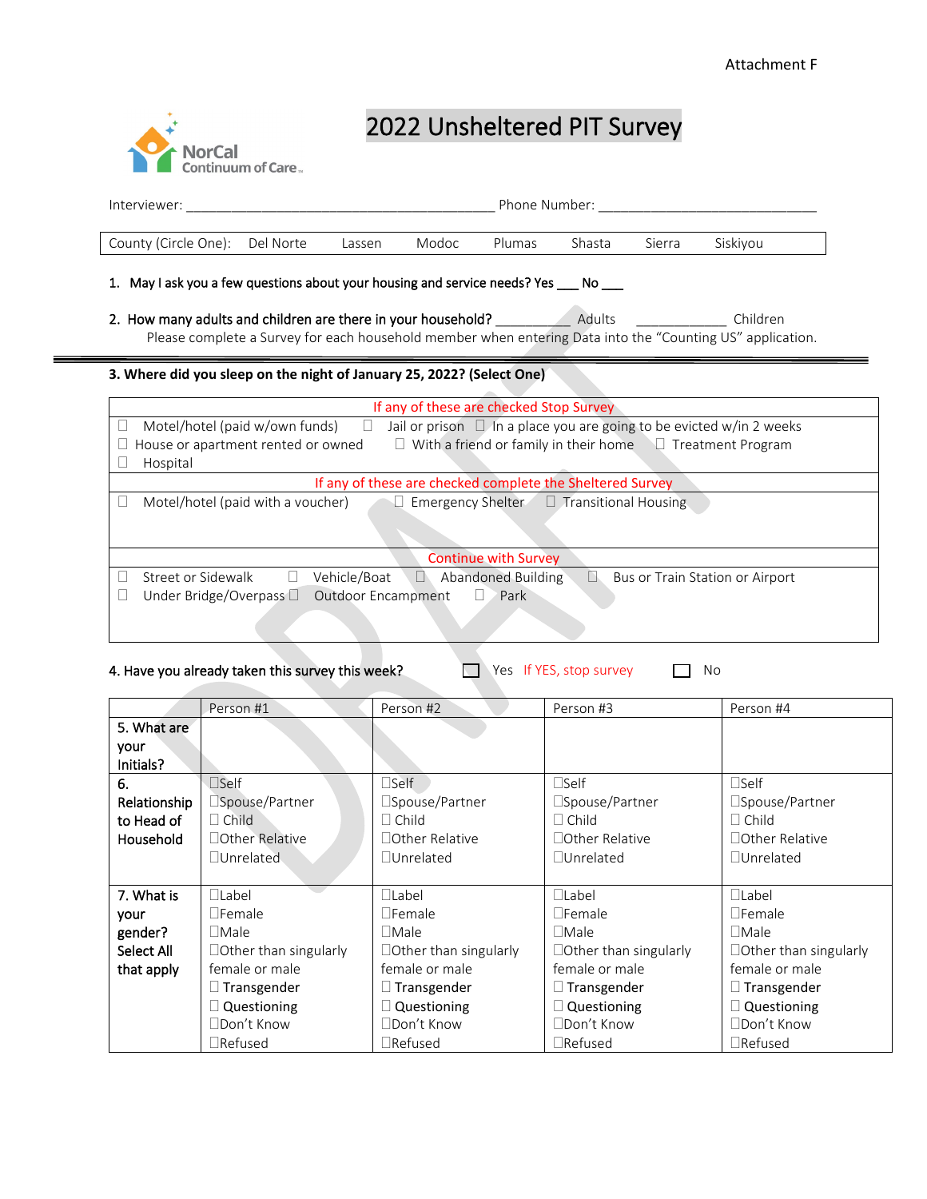Attachment F

NorCal Continuum of Care

# 2022 Unsheltered PIT Survey

Interviewer: ________________________________________ Phone Number: ______________________________

County (Circle One): Del Norte Lassen Modoc Plumas Shasta Sierra Siskiyou

1. **May I ask you a few questions about your housing and service needs? Yes ___ No ___**

2. **How many adults and children are there in your household?** __________ Adults ____________ Children
   Please complete a Survey for each household member when entering Data into the "Counting US" application.

**3. Where did you sleep on the night of January 25, 2022? (Select One)**

| If any of these are checked Stop Survey |
|---|
| ☐ Motel/hotel (paid w/own funds) ☐ Jail or prison ☐ In a place you are going to be evicted w/in 2 weeks ☐ House or apartment rented or owned ☐ With a friend or family in their home ☐ Treatment Program ☐ Hospital |
| **If any of these are checked complete the Sheltered Survey** |
| ☐ Motel/hotel (paid with a voucher) ☐ Emergency Shelter ☐ Transitional Housing |
| **Continue with Survey** |
| ☐ Street or Sidewalk ☐ Vehicle/Boat ☐ Abandoned Building ☐ Bus or Train Station or Airport ☐ Under Bridge/Overpass ☐ Outdoor Encampment ☐ Park |

**4. Have you already taken this survey this week?** ☐ Yes If YES, stop survey ☐ No

| | Person #1 | Person #2 | Person #3 | Person #4 |
|---|---|---|---|---|
| **5. What are your Initials?** | | | | |
| **6. Relationship to Head of Household** | ☐Self<br>☐Spouse/Partner<br>☐ Child<br>☐Other Relative<br>☐Unrelated | ☐Self<br>☐Spouse/Partner<br>☐ Child<br>☐Other Relative<br>☐Unrelated | ☐Self<br>☐Spouse/Partner<br>☐ Child<br>☐Other Relative<br>☐Unrelated | ☐Self<br>☐Spouse/Partner<br>☐ Child<br>☐Other Relative<br>☐Unrelated |
| **7. What is your gender? Select All that apply** | ☐Label<br>☐Female<br>☐Male<br>☐Other than singularly female or male<br>☐ Transgender<br>☐ Questioning<br>☐Don't Know<br>☐Refused | ☐Label<br>☐Female<br>☐Male<br>☐Other than singularly female or male<br>☐ Transgender<br>☐ Questioning<br>☐Don't Know<br>☐Refused | ☐Label<br>☐Female<br>☐Male<br>☐Other than singularly female or male<br>☐ Transgender<br>☐ Questioning<br>☐Don't Know<br>☐Refused | ☐Label<br>☐Female<br>☐Male<br>☐Other than singularly female or male<br>☐ Transgender<br>☐ Questioning<br>☐Don't Know<br>☐Refused |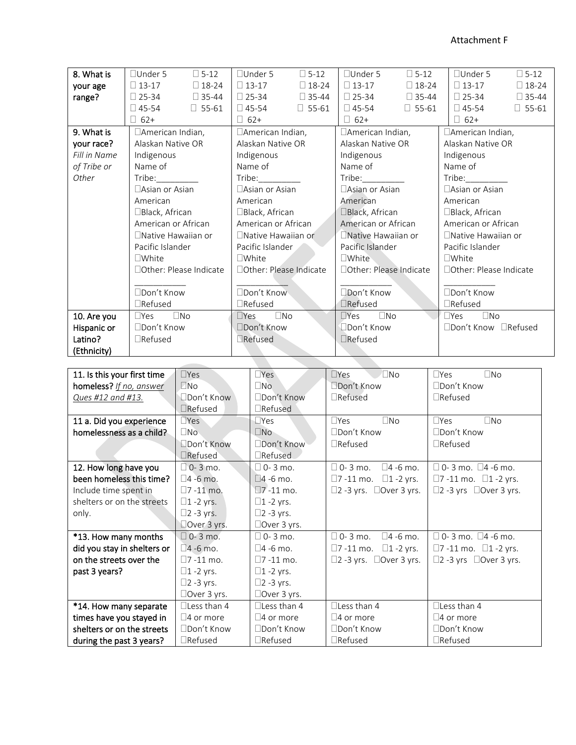Attachment F

| 8. What is your age range? | ☐Under 5 ☐ 5-12 ☐ 13-17 ☐ 18-24 ☐ 25-34 ☐ 35-44 ☐ 45-54 ☐ 55-61 ☐ 62+ | ☐Under 5 ☐ 5-12 ☐ 13-17 ☐ 18-24 ☐ 25-34 ☐ 35-44 ☐ 45-54 ☐ 55-61 ☐ 62+ | ☐Under 5 ☐ 5-12 ☐ 13-17 ☐ 18-24 ☐ 25-34 ☐ 35-44 ☐ 45-54 ☐ 55-61 ☐ 62+ | ☐Under 5 ☐ 5-12 ☐ 13-17 ☐ 18-24 ☐ 25-34 ☐ 35-44 ☐ 45-54 ☐ 55-61 ☐ 62+ |
|---|---|---|---|---|
| 9. What is your race? *Fill in Name of Tribe or Other* | ☐American Indian, Alaskan Native OR Indigenous Name of Tribe:_________ ☐Asian or Asian American ☐Black, African American or African ☐Native Hawaiian or Pacific Islander ☐White ☐Other: Please Indicate ___________ ☐Don't Know ☐Refused | ☐American Indian, Alaskan Native OR Indigenous Name of Tribe:_________ ☐Asian or Asian American ☐Black, African American or African ☐Native Hawaiian or Pacific Islander ☐White ☐Other: Please Indicate ___________ ☐Don't Know ☐Refused | ☐American Indian, Alaskan Native OR Indigenous Name of Tribe:_________ ☐Asian or Asian American ☐Black, African American or African ☐Native Hawaiian or Pacific Islander ☐White ☐Other: Please Indicate ___________ ☐Don't Know ☐Refused | ☐American Indian, Alaskan Native OR Indigenous Name of Tribe:_________ ☐Asian or Asian American ☐Black, African American or African ☐Native Hawaiian or Pacific Islander ☐White ☐Other: Please Indicate ___________ ☐Don't Know ☐Refused |
| 10. Are you Hispanic or Latino? (Ethnicity) | ☐Yes ☐No ☐Don't Know ☐Refused | ☐Yes ☐No ☐Don't Know ☐Refused | ☐Yes ☐No ☐Don't Know ☐Refused | ☐Yes ☐No ☐Don't Know ☐Refused |

| 11. Is this your first time homeless? *If no, answer Ques #12 and #13.* | ☐Yes ☐No ☐Don't Know ☐Refused | ☐Yes ☐No ☐Don't Know ☐Refused | ☐Yes ☐No ☐Don't Know ☐Refused | ☐Yes ☐No ☐Don't Know ☐Refused |
|---|---|---|---|---|
| 11 a. Did you experience homelessness as a child? | ☐Yes ☐No ☐Don't Know ☐Refused | ☐Yes ☐No ☐Don't Know ☐Refused | ☐Yes ☐No ☐Don't Know ☐Refused | ☐Yes ☐No ☐Don't Know ☐Refused |
| 12. How long have you been homeless this time? Include time spent in shelters or on the streets only. | ☐ 0- 3 mo. ☐4 -6 mo. ☐7 -11 mo. ☐1 -2 yrs. ☐2 -3 yrs. ☐Over 3 yrs. | ☐ 0- 3 mo. ☐4 -6 mo. ☐7 -11 mo. ☐1 -2 yrs. ☐2 -3 yrs. ☐Over 3 yrs. | ☐ 0- 3 mo. ☐4 -6 mo. ☐7 -11 mo. ☐1 -2 yrs. ☐2 -3 yrs. ☐Over 3 yrs. | ☐ 0- 3 mo. ☐4 -6 mo. ☐7 -11 mo. ☐1 -2 yrs. ☐2 -3 yrs ☐Over 3 yrs. |
| *13. How many months did you stay in shelters or on the streets over the past 3 years? | ☐ 0- 3 mo. ☐4 -6 mo. ☐7 -11 mo. ☐1 -2 yrs. ☐2 -3 yrs. ☐Over 3 yrs. | ☐ 0- 3 mo. ☐4 -6 mo. ☐7 -11 mo. ☐1 -2 yrs. ☐2 -3 yrs. ☐Over 3 yrs. | ☐ 0- 3 mo. ☐4 -6 mo. ☐7 -11 mo. ☐1 -2 yrs. ☐2 -3 yrs. ☐Over 3 yrs. | ☐ 0- 3 mo. ☐4 -6 mo. ☐7 -11 mo. ☐1 -2 yrs. ☐2 -3 yrs ☐Over 3 yrs. |
| *14. How many separate times have you stayed in shelters or on the streets during the past 3 years? | ☐Less than 4 ☐4 or more ☐Don't Know ☐Refused | ☐Less than 4 ☐4 or more ☐Don't Know ☐Refused | ☐Less than 4 ☐4 or more ☐Don't Know ☐Refused | ☐Less than 4 ☐4 or more ☐Don't Know ☐Refused |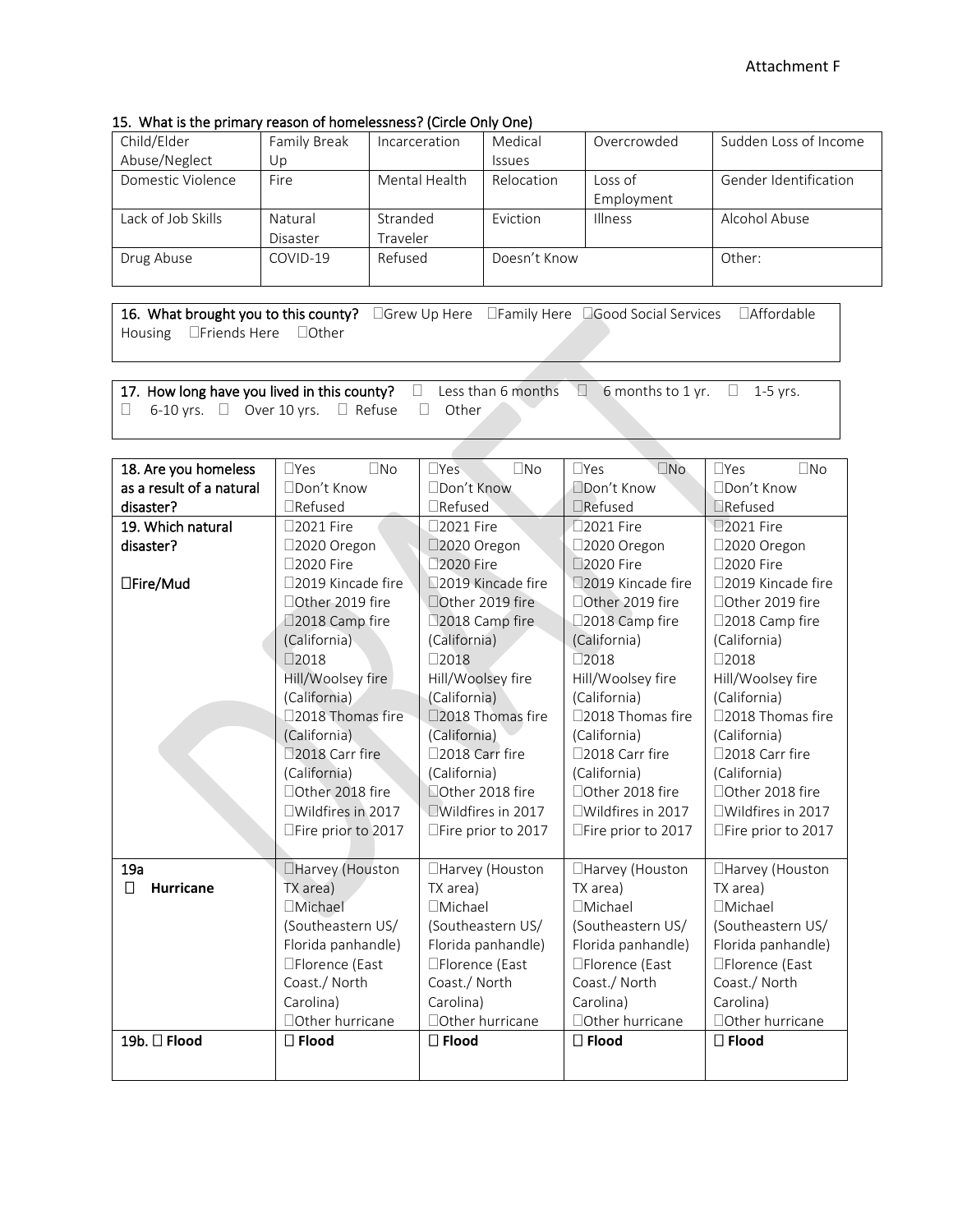Attachment F

**15. What is the primary reason of homelessness? (Circle Only One)**

| Child/Elder Abuse/Neglect | Family Break Up | Incarceration | Medical Issues | Overcrowded | Sudden Loss of Income |
|---|---|---|---|---|---|
| Domestic Violence | Fire | Mental Health | Relocation | Loss of Employment | Gender Identification |
| Lack of Job Skills | Natural Disaster | Stranded Traveler | Eviction | Illness | Alcohol Abuse |
| Drug Abuse | COVID-19 | Refused | Doesn't Know | | Other: |

**16. What brought you to this county?** ☐Grew Up Here ☐Family Here ☐Good Social Services ☐Affordable Housing ☐Friends Here ☐Other

**17. How long have you lived in this county?** ☐ Less than 6 months ☐ 6 months to 1 yr. ☐ 1-5 yrs. ☐ 6-10 yrs. ☐ Over 10 yrs. ☐ Refuse ☐ Other

| 18. Are you homeless as a result of a natural disaster? | ☐Yes ☐No ☐Don't Know ☐Refused | ☐Yes ☐No ☐Don't Know ☐Refused | ☐Yes ☐No ☐Don't Know ☐Refused | ☐Yes ☐No ☐Don't Know ☐Refused |
|---|---|---|---|---|
| 19. Which natural disaster? ☐Fire/Mud | ☐2021 Fire ☐2020 Oregon ☐2020 Fire ☐2019 Kincade fire ☐Other 2019 fire ☐2018 Camp fire (California) ☐2018 Hill/Woolsey fire (California) ☐2018 Thomas fire (California) ☐2018 Carr fire (California) ☐Other 2018 fire ☐Wildfires in 2017 ☐Fire prior to 2017 | ☐2021 Fire ☐2020 Oregon ☐2020 Fire ☐2019 Kincade fire ☐Other 2019 fire ☐2018 Camp fire (California) ☐2018 Hill/Woolsey fire (California) ☐2018 Thomas fire (California) ☐2018 Carr fire (California) ☐Other 2018 fire ☐Wildfires in 2017 ☐Fire prior to 2017 | ☐2021 Fire ☐2020 Oregon ☐2020 Fire ☐2019 Kincade fire ☐Other 2019 fire ☐2018 Camp fire (California) ☐2018 Hill/Woolsey fire (California) ☐2018 Thomas fire (California) ☐2018 Carr fire (California) ☐Other 2018 fire ☐Wildfires in 2017 ☐Fire prior to 2017 | ☐2021 Fire ☐2020 Oregon ☐2020 Fire ☐2019 Kincade fire ☐Other 2019 fire ☐2018 Camp fire (California) ☐2018 Hill/Woolsey fire (California) ☐2018 Thomas fire (California) ☐2018 Carr fire (California) ☐Other 2018 fire ☐Wildfires in 2017 ☐Fire prior to 2017 |
| 19a ☐ **Hurricane** | ☐Harvey (Houston TX area) ☐Michael (Southeastern US/ Florida panhandle) ☐Florence (East Coast./ North Carolina) ☐Other hurricane | ☐Harvey (Houston TX area) ☐Michael (Southeastern US/ Florida panhandle) ☐Florence (East Coast./ North Carolina) ☐Other hurricane | ☐Harvey (Houston TX area) ☐Michael (Southeastern US/ Florida panhandle) ☐Florence (East Coast./ North Carolina) ☐Other hurricane | ☐Harvey (Houston TX area) ☐Michael (Southeastern US/ Florida panhandle) ☐Florence (East Coast./ North Carolina) ☐Other hurricane |
| 19b. ☐ **Flood** | ☐ **Flood** | ☐ **Flood** | ☐ **Flood** | ☐ **Flood** |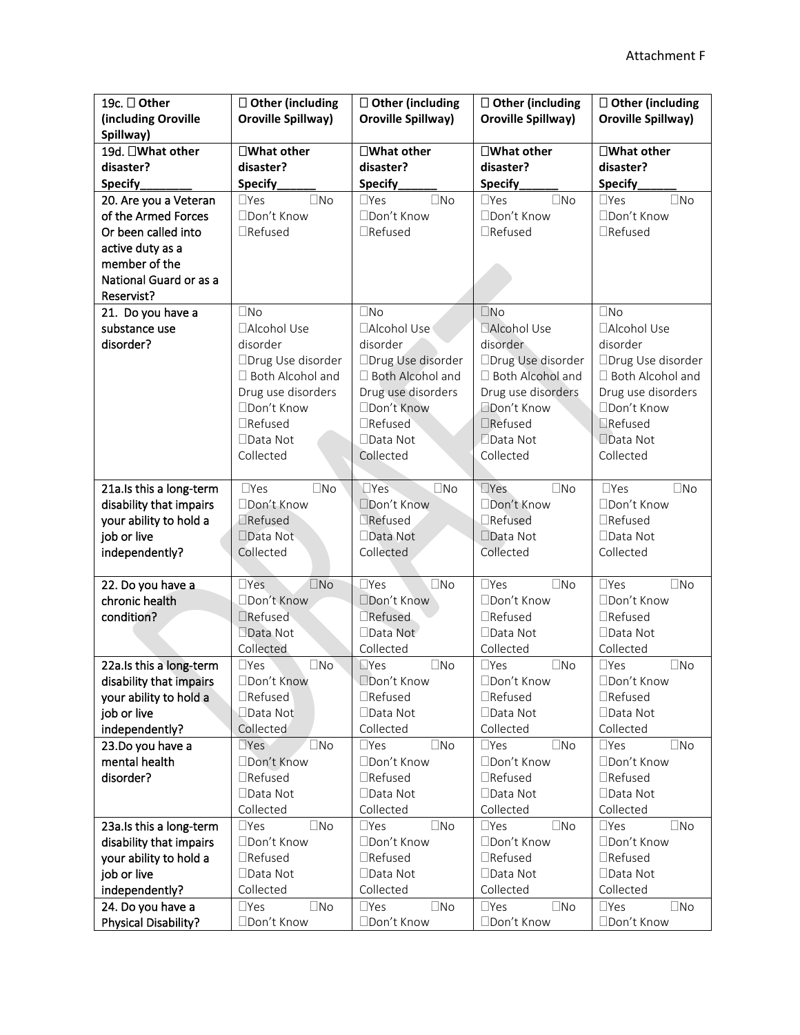| 19c. ☐ **Other (including Oroville Spillway)** | ☐ **Other (including Oroville Spillway)** | ☐ **Other (including Oroville Spillway)** | ☐ **Other (including Oroville Spillway)** | ☐ **Other (including Oroville Spillway)** |
|---|---|---|---|---|
| 19d. ☐**What other disaster? Specify_______** | ☐**What other disaster? Specify_____** | ☐**What other disaster? Specify_____** | ☐**What other disaster? Specify_____** | ☐**What other disaster? Specify_____** |
| 20. Are you a Veteran of the Armed Forces Or been called into active duty as a member of the National Guard or as a Reservist? | ☐Yes ☐No ☐Don't Know ☐Refused | ☐Yes ☐No ☐Don't Know ☐Refused | ☐Yes ☐No ☐Don't Know ☐Refused | ☐Yes ☐No ☐Don't Know ☐Refused |
| 21. Do you have a substance use disorder? | ☐No ☐Alcohol Use disorder ☐Drug Use disorder ☐ Both Alcohol and Drug use disorders ☐Don't Know ☐Refused ☐Data Not Collected | ☐No ☐Alcohol Use disorder ☐Drug Use disorder ☐ Both Alcohol and Drug use disorders ☐Don't Know ☐Refused ☐Data Not Collected | ☐No ☐Alcohol Use disorder ☐Drug Use disorder ☐ Both Alcohol and Drug use disorders ☐Don't Know ☐Refused ☐Data Not Collected | ☐No ☐Alcohol Use disorder ☐Drug Use disorder ☐ Both Alcohol and Drug use disorders ☐Don't Know ☐Refused ☐Data Not Collected |
| 21a.Is this a long-term disability that impairs your ability to hold a job or live independently? | ☐Yes ☐No ☐Don't Know ☐Refused ☐Data Not Collected | ☐Yes ☐No ☐Don't Know ☐Refused ☐Data Not Collected | ☐Yes ☐No ☐Don't Know ☐Refused ☐Data Not Collected | ☐Yes ☐No ☐Don't Know ☐Refused ☐Data Not Collected |
| 22. Do you have a chronic health condition? | ☐Yes ☐No ☐Don't Know ☐Refused ☐Data Not Collected | ☐Yes ☐No ☐Don't Know ☐Refused ☐Data Not Collected | ☐Yes ☐No ☐Don't Know ☐Refused ☐Data Not Collected | ☐Yes ☐No ☐Don't Know ☐Refused ☐Data Not Collected |
| 22a.Is this a long-term disability that impairs your ability to hold a job or live independently? | ☐Yes ☐No ☐Don't Know ☐Refused ☐Data Not Collected | ☐Yes ☐No ☐Don't Know ☐Refused ☐Data Not Collected | ☐Yes ☐No ☐Don't Know ☐Refused ☐Data Not Collected | ☐Yes ☐No ☐Don't Know ☐Refused ☐Data Not Collected |
| 23.Do you have a mental health disorder? | ☐Yes ☐No ☐Don't Know ☐Refused ☐Data Not Collected | ☐Yes ☐No ☐Don't Know ☐Refused ☐Data Not Collected | ☐Yes ☐No ☐Don't Know ☐Refused ☐Data Not Collected | ☐Yes ☐No ☐Don't Know ☐Refused ☐Data Not Collected |
| 23a.Is this a long-term disability that impairs your ability to hold a job or live independently? | ☐Yes ☐No ☐Don't Know ☐Refused ☐Data Not Collected | ☐Yes ☐No ☐Don't Know ☐Refused ☐Data Not Collected | ☐Yes ☐No ☐Don't Know ☐Refused ☐Data Not Collected | ☐Yes ☐No ☐Don't Know ☐Refused ☐Data Not Collected |
| 24. Do you have a Physical Disability? | ☐Yes ☐No ☐Don't Know | ☐Yes ☐No ☐Don't Know | ☐Yes ☐No ☐Don't Know | ☐Yes ☐No ☐Don't Know |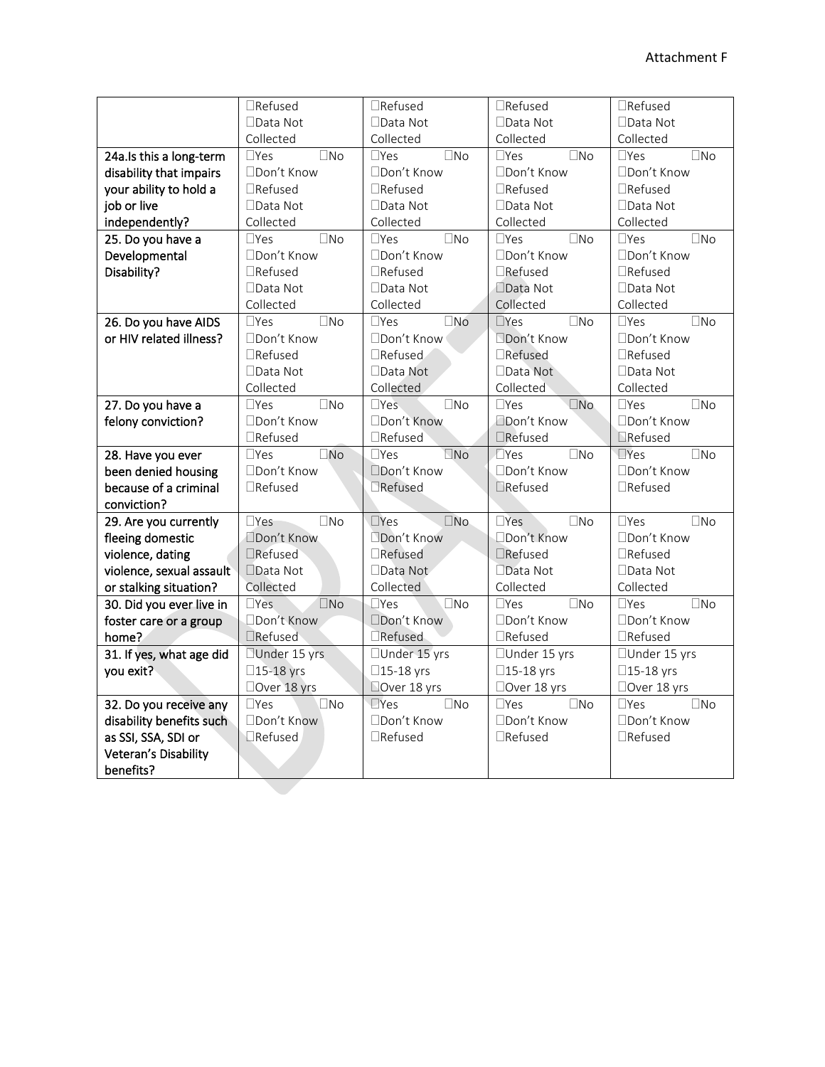Attachment F

| | | | | |
|---|---|---|---|---|
| | ☐Refused ☐Data Not Collected | ☐Refused ☐Data Not Collected | ☐Refused ☐Data Not Collected | ☐Refused ☐Data Not Collected |
| **24a.Is this a long-term disability that impairs your ability to hold a job or live independently?** | ☐Yes ☐No ☐Don't Know ☐Refused ☐Data Not Collected | ☐Yes ☐No ☐Don't Know ☐Refused ☐Data Not Collected | ☐Yes ☐No ☐Don't Know ☐Refused ☐Data Not Collected | ☐Yes ☐No ☐Don't Know ☐Refused ☐Data Not Collected |
| **25. Do you have a Developmental Disability?** | ☐Yes ☐No ☐Don't Know ☐Refused ☐Data Not Collected | ☐Yes ☐No ☐Don't Know ☐Refused ☐Data Not Collected | ☐Yes ☐No ☐Don't Know ☐Refused ☐Data Not Collected | ☐Yes ☐No ☐Don't Know ☐Refused ☐Data Not Collected |
| **26. Do you have AIDS or HIV related illness?** | ☐Yes ☐No ☐Don't Know ☐Refused ☐Data Not Collected | ☐Yes ☐No ☐Don't Know ☐Refused ☐Data Not Collected | ☐Yes ☐No ☐Don't Know ☐Refused ☐Data Not Collected | ☐Yes ☐No ☐Don't Know ☐Refused ☐Data Not Collected |
| **27. Do you have a felony conviction?** | ☐Yes ☐No ☐Don't Know ☐Refused | ☐Yes ☐No ☐Don't Know ☐Refused | ☐Yes ☐No ☐Don't Know ☐Refused | ☐Yes ☐No ☐Don't Know ☐Refused |
| **28. Have you ever been denied housing because of a criminal conviction?** | ☐Yes ☐No ☐Don't Know ☐Refused | ☐Yes ☐No ☐Don't Know ☐Refused | ☐Yes ☐No ☐Don't Know ☐Refused | ☐Yes ☐No ☐Don't Know ☐Refused |
| **29. Are you currently fleeing domestic violence, dating violence, sexual assault or stalking situation?** | ☐Yes ☐No ☐Don't Know ☐Refused ☐Data Not Collected | ☐Yes ☐No ☐Don't Know ☐Refused ☐Data Not Collected | ☐Yes ☐No ☐Don't Know ☐Refused ☐Data Not Collected | ☐Yes ☐No ☐Don't Know ☐Refused ☐Data Not Collected |
| **30. Did you ever live in foster care or a group home?** | ☐Yes ☐No ☐Don't Know ☐Refused | ☐Yes ☐No ☐Don't Know ☐Refused | ☐Yes ☐No ☐Don't Know ☐Refused | ☐Yes ☐No ☐Don't Know ☐Refused |
| **31. If yes, what age did you exit?** | ☐Under 15 yrs ☐15-18 yrs ☐Over 18 yrs | ☐Under 15 yrs ☐15-18 yrs ☐Over 18 yrs | ☐Under 15 yrs ☐15-18 yrs ☐Over 18 yrs | ☐Under 15 yrs ☐15-18 yrs ☐Over 18 yrs |
| **32. Do you receive any disability benefits such as SSI, SSA, SDI or Veteran's Disability benefits?** | ☐Yes ☐No ☐Don't Know ☐Refused | ☐Yes ☐No ☐Don't Know ☐Refused | ☐Yes ☐No ☐Don't Know ☐Refused | ☐Yes ☐No ☐Don't Know ☐Refused |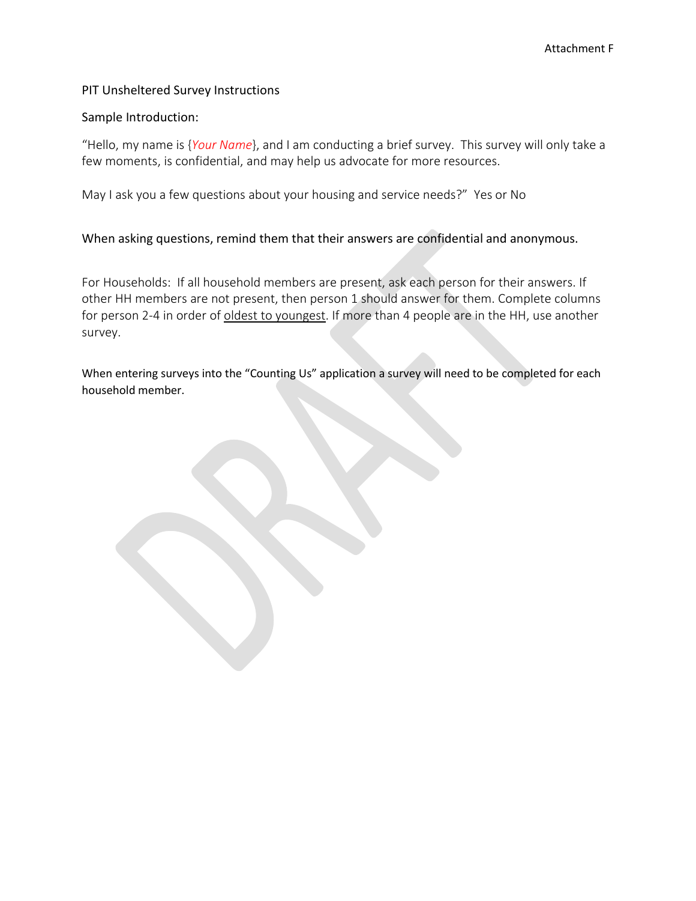Attachment F

PIT Unsheltered Survey Instructions

Sample Introduction:

"Hello, my name is {*Your Name*}, and I am conducting a brief survey. This survey will only take a few moments, is confidential, and may help us advocate for more resources.

May I ask you a few questions about your housing and service needs?" Yes or No

When asking questions, remind them that their answers are confidential and anonymous.

For Households: If all household members are present, ask each person for their answers. If other HH members are not present, then person 1 should answer for them. Complete columns for person 2-4 in order of <u>oldest to youngest</u>. If more than 4 people are in the HH, use another survey.

When entering surveys into the "Counting Us" application a survey will need to be completed for each household member.

DRAFT